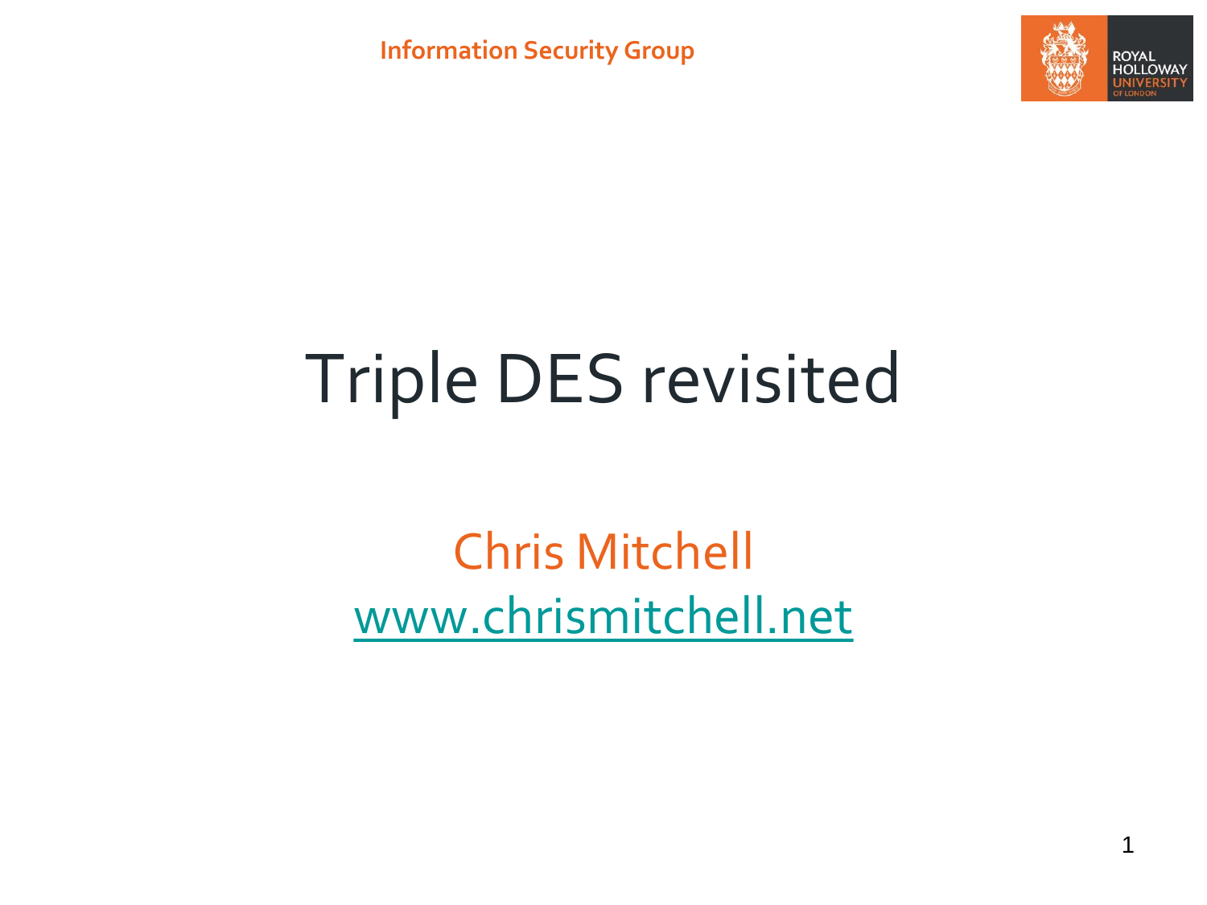Information Security Group

# Triple DES revisited

Chris Mitchell

www.chrismitchell.net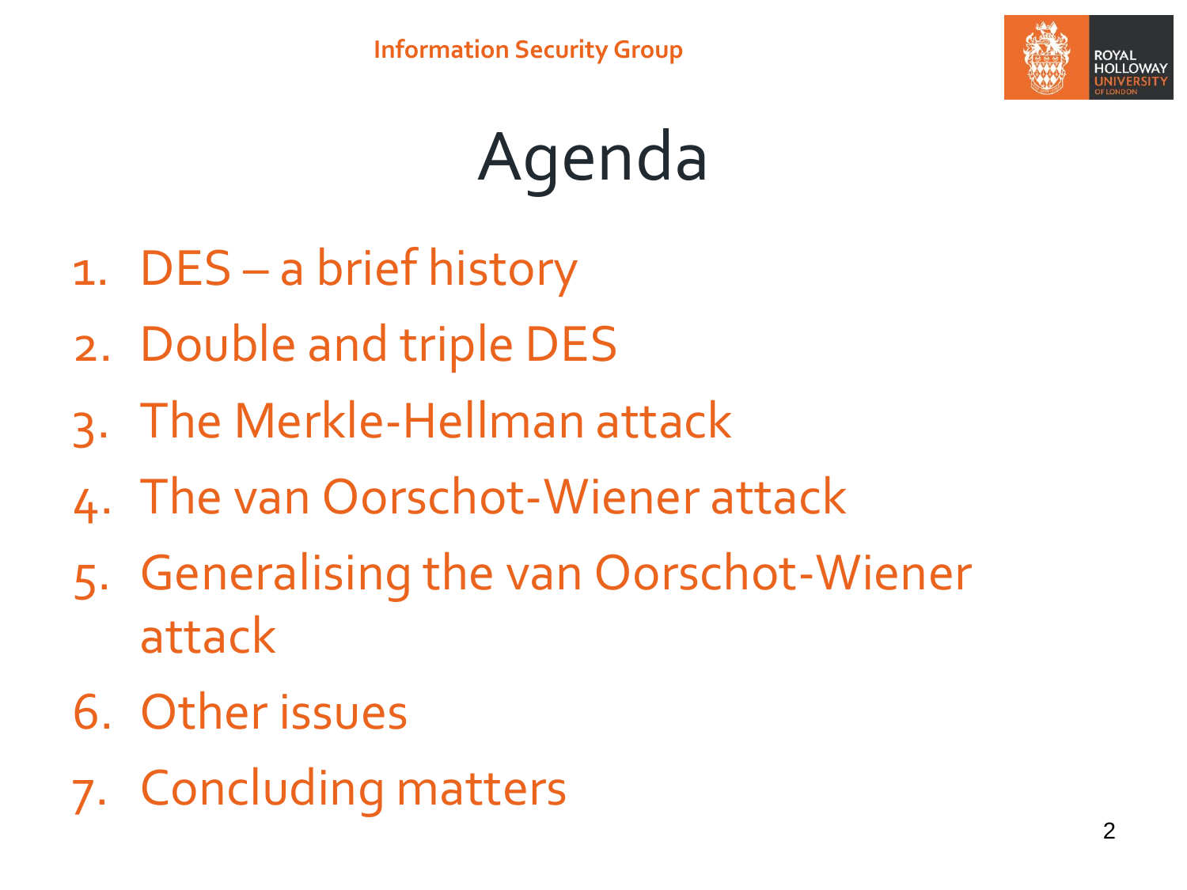# Agenda

1. DES – a brief history
2. Double and triple DES
3. The Merkle-Hellman attack
4. The van Oorschot-Wiener attack
5. Generalising the van Oorschot-Wiener attack
6. Other issues
7. Concluding matters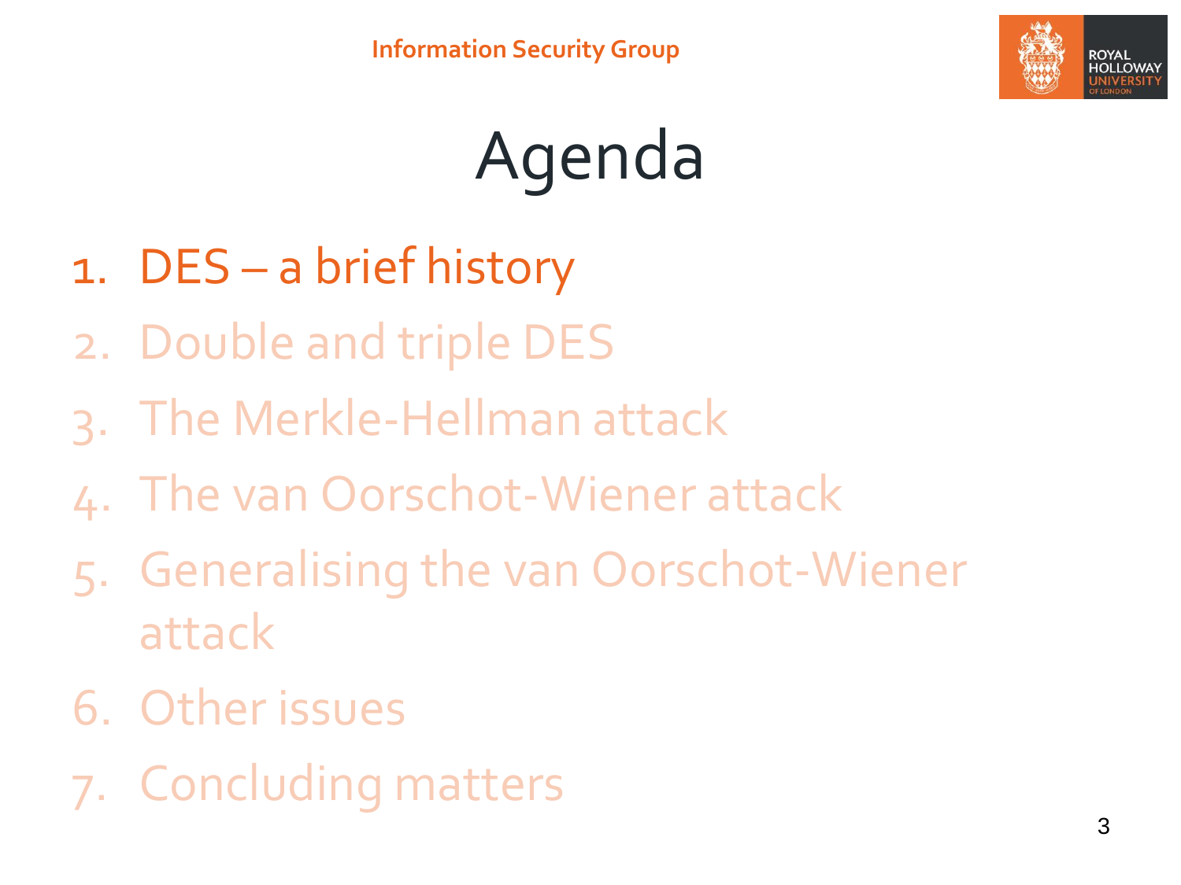# Agenda

1. DES – a brief history
2. Double and triple DES
3. The Merkle-Hellman attack
4. The van Oorschot-Wiener attack
5. Generalising the van Oorschot-Wiener attack
6. Other issues
7. Concluding matters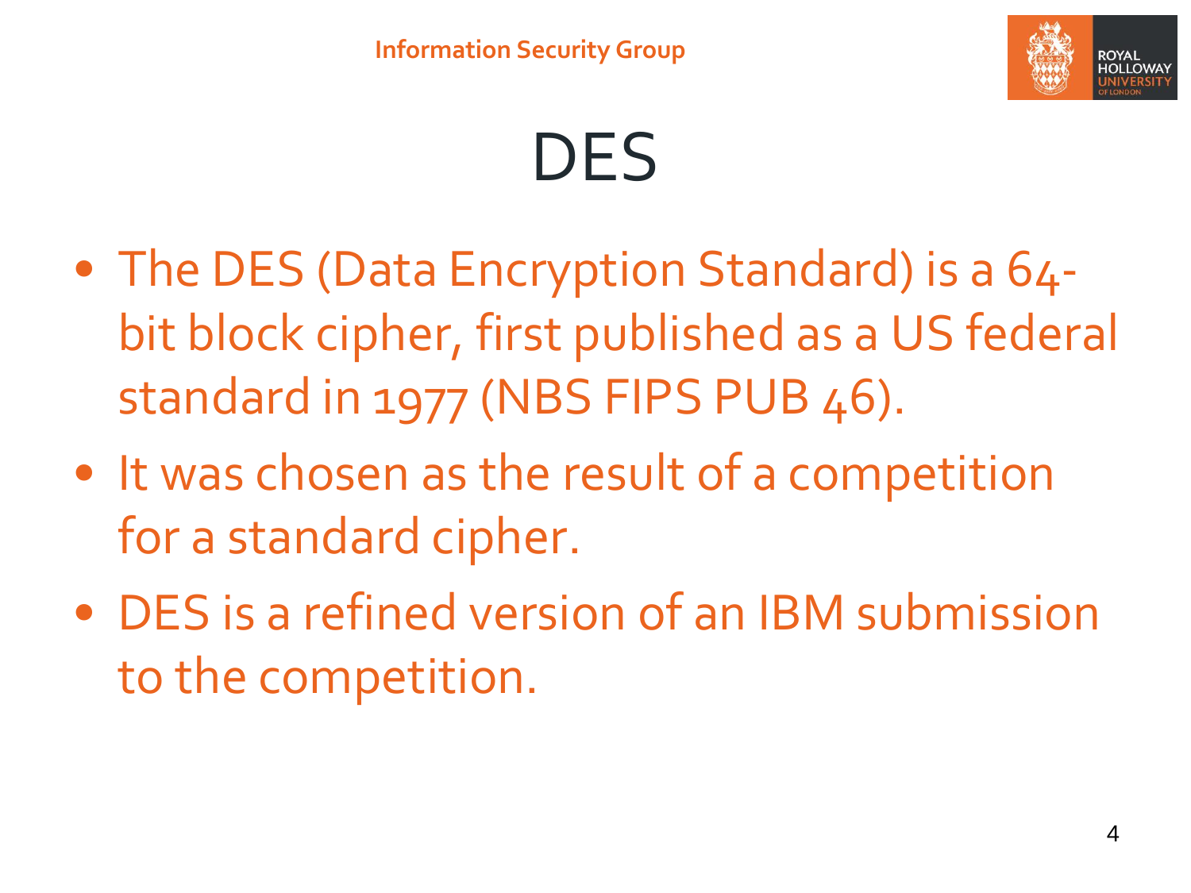# DES

- The DES (Data Encryption Standard) is a 64-bit block cipher, first published as a US federal standard in 1977 (NBS FIPS PUB 46).
- It was chosen as the result of a competition for a standard cipher.
- DES is a refined version of an IBM submission to the competition.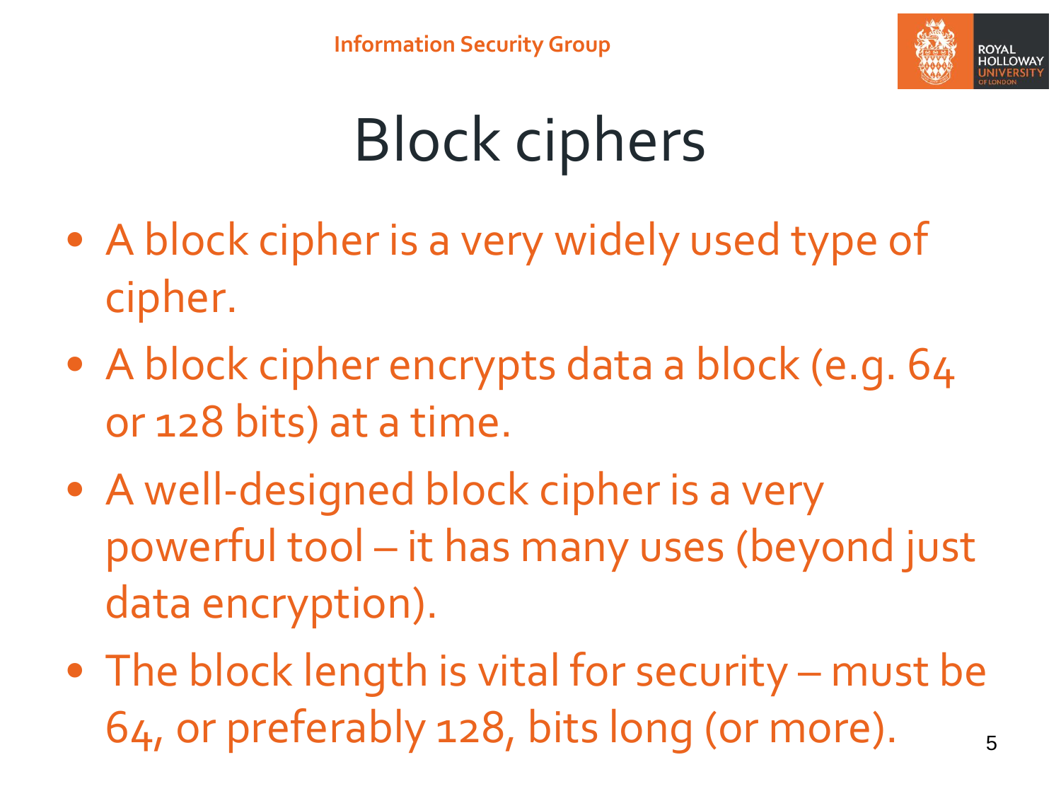# Block ciphers

- A block cipher is a very widely used type of cipher.
- A block cipher encrypts data a block (e.g. 64 or 128 bits) at a time.
- A well-designed block cipher is a very powerful tool – it has many uses (beyond just data encryption).
- The block length is vital for security – must be 64, or preferably 128, bits long (or more).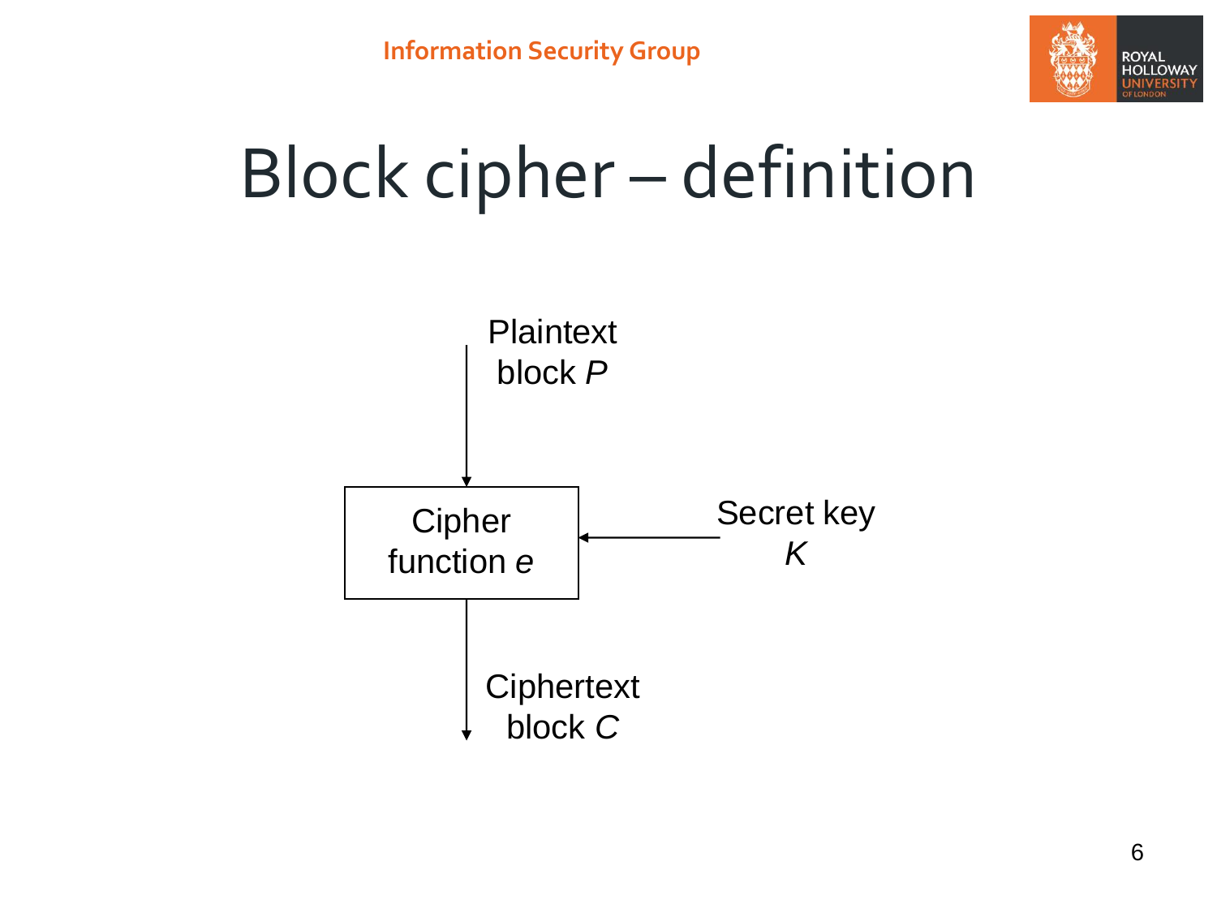# Block cipher – definition

Plaintext block $P$

Cipher function $e$

Secret key $K$

Ciphertext block $C$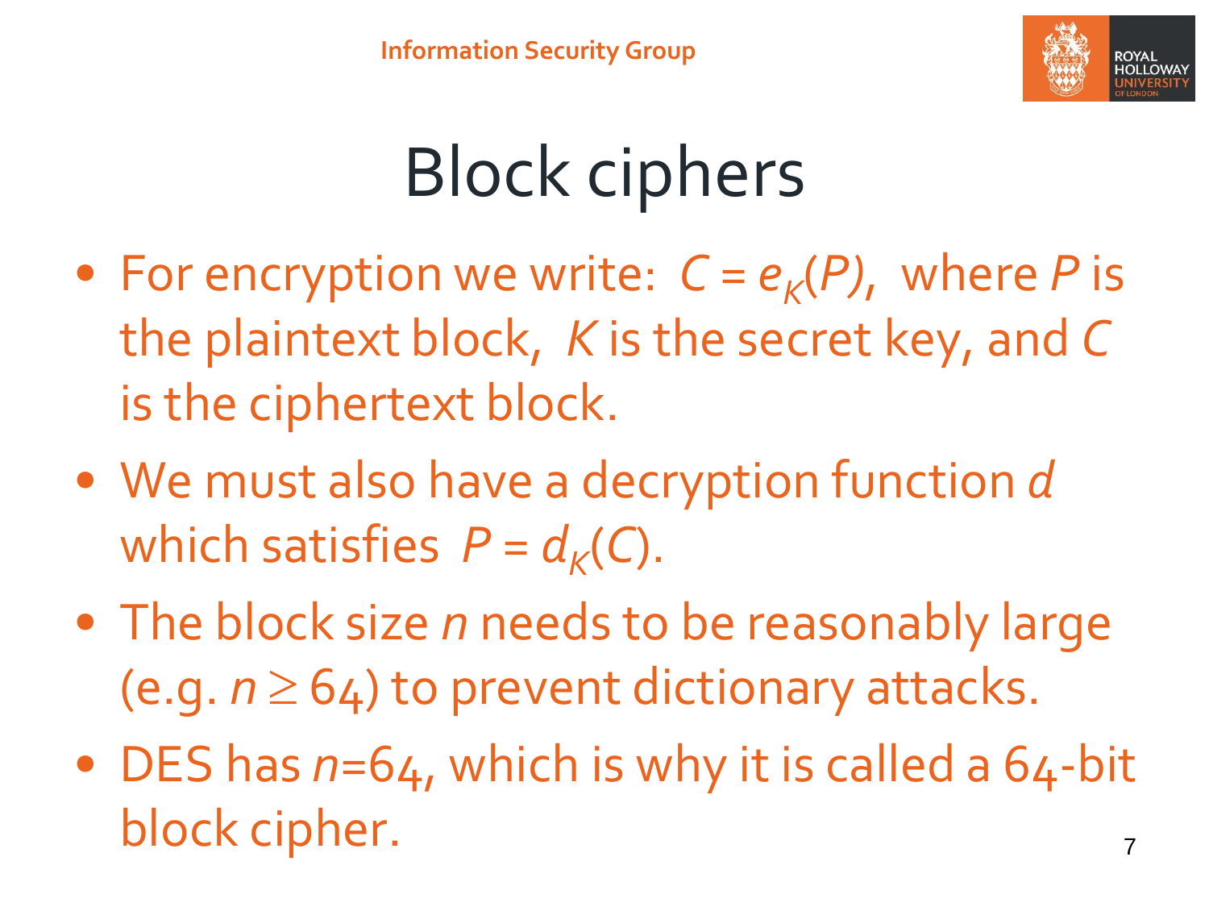# Block ciphers

- For encryption we write: $C = e_K(P)$, where $P$ is the plaintext block, $K$ is the secret key, and $C$ is the ciphertext block.
- We must also have a decryption function $d$ which satisfies $P = d_K(C)$.
- The block size $n$ needs to be reasonably large (e.g. $n \geq 64$) to prevent dictionary attacks.
- DES has $n$=64, which is why it is called a 64-bit block cipher.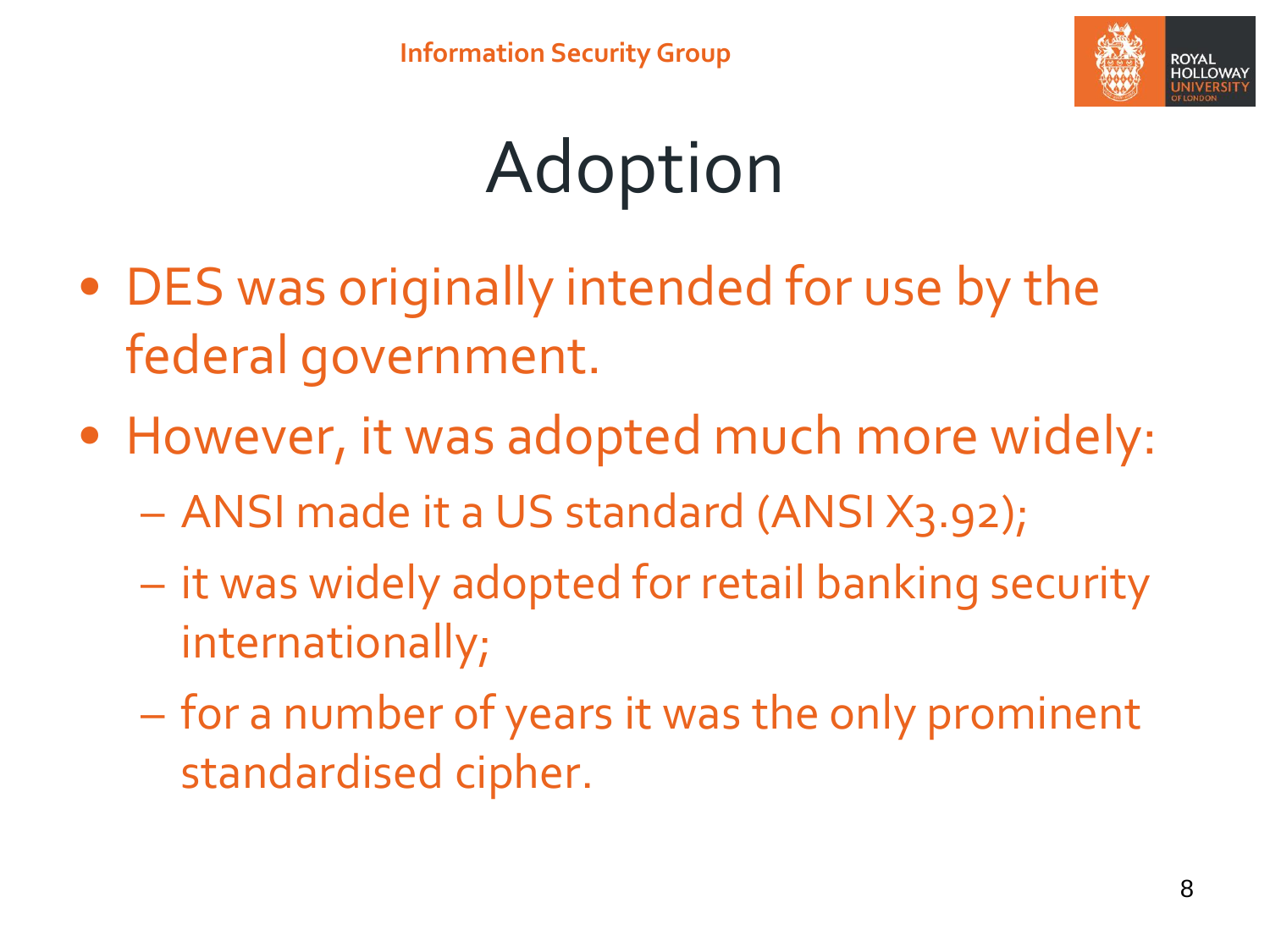# Adoption

- DES was originally intended for use by the federal government.
- However, it was adopted much more widely:
  - ANSI made it a US standard (ANSI X3.92);
  - it was widely adopted for retail banking security internationally;
  - for a number of years it was the only prominent standardised cipher.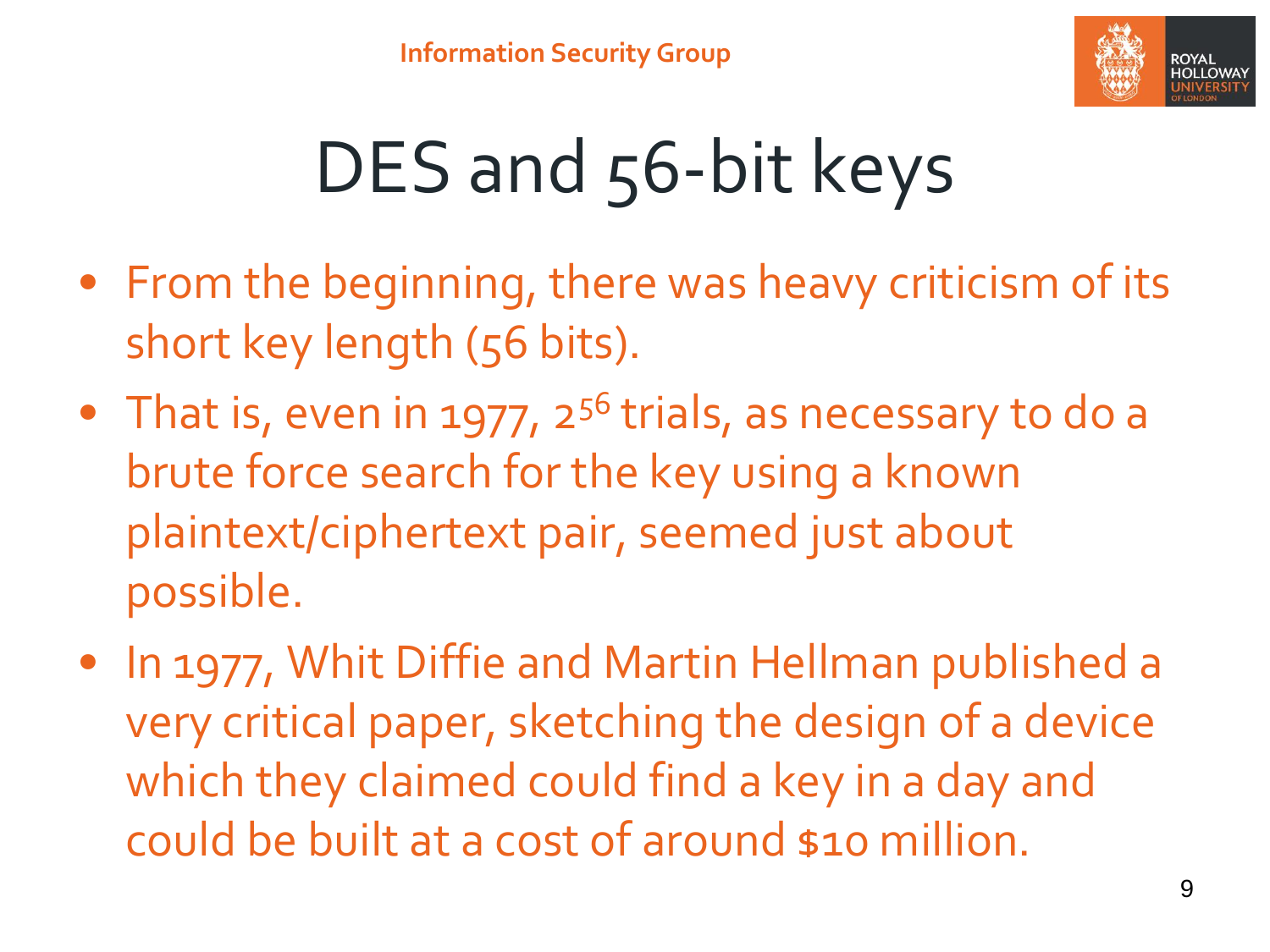# DES and 56-bit keys

- From the beginning, there was heavy criticism of its short key length (56 bits).
- That is, even in 1977, $2^{56}$ trials, as necessary to do a brute force search for the key using a known plaintext/ciphertext pair, seemed just about possible.
- In 1977, Whit Diffie and Martin Hellman published a very critical paper, sketching the design of a device which they claimed could find a key in a day and could be built at a cost of around $10 million.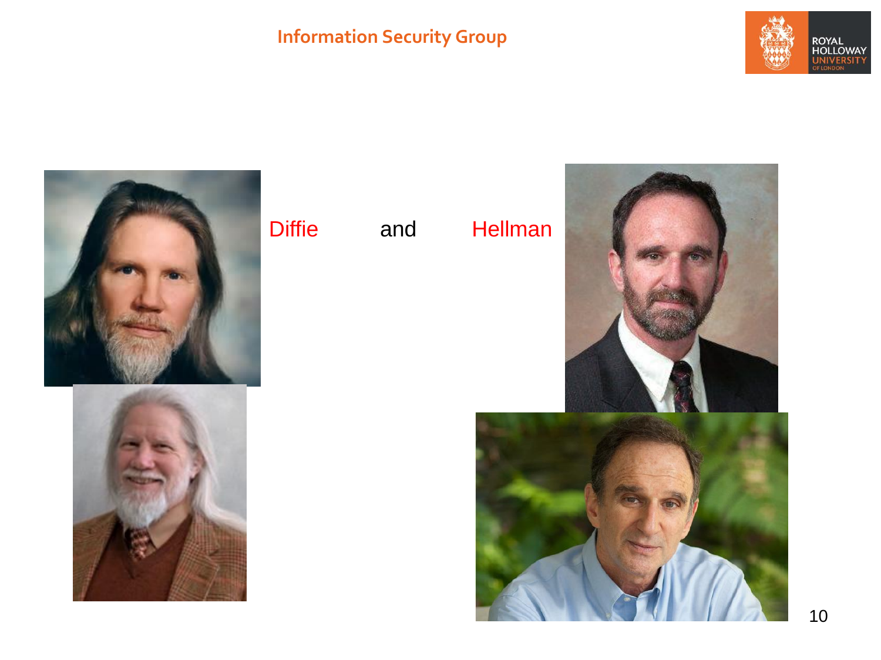Diffie and Hellman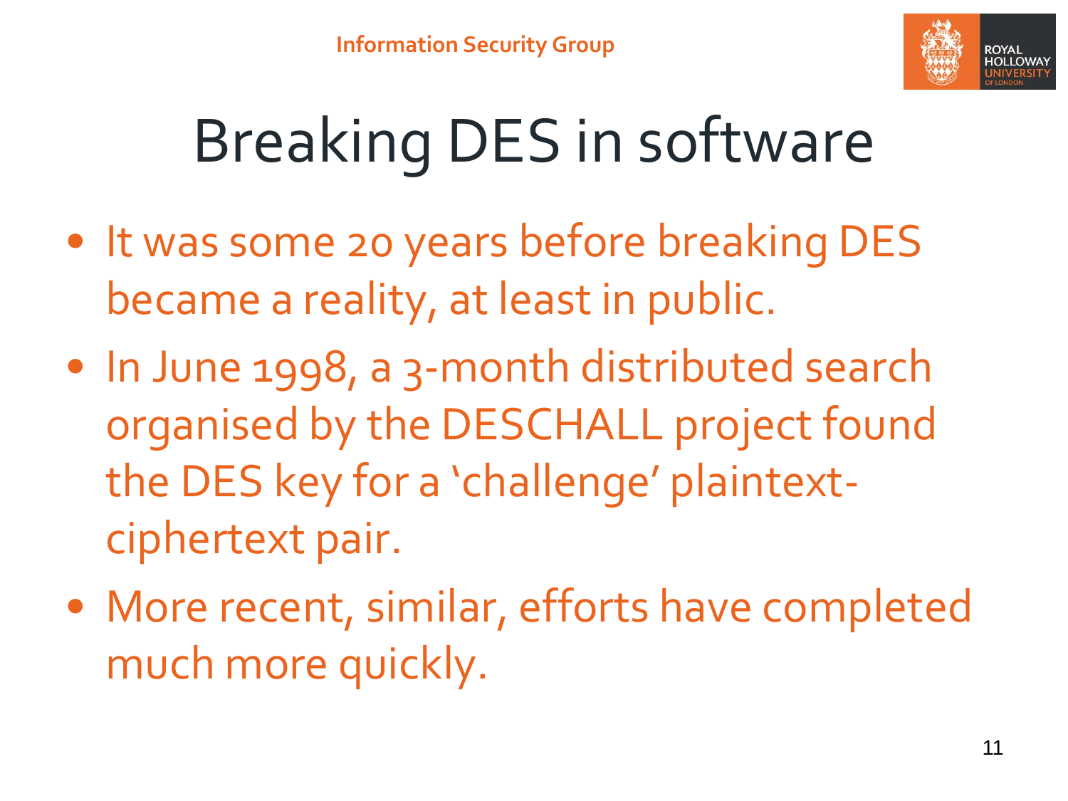# Breaking DES in software

- It was some 20 years before breaking DES became a reality, at least in public.
- In June 1998, a 3-month distributed search organised by the DESCHALL project found the DES key for a 'challenge' plaintext-ciphertext pair.
- More recent, similar, efforts have completed much more quickly.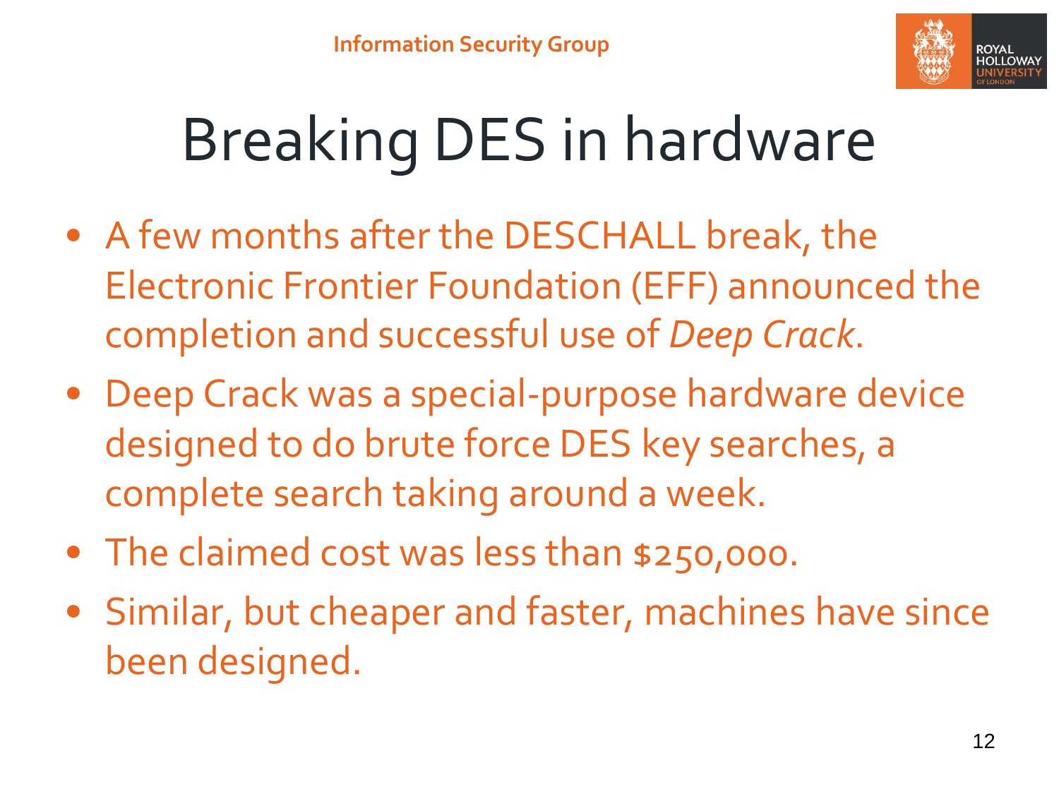# Breaking DES in hardware

- A few months after the DESCHALL break, the Electronic Frontier Foundation (EFF) announced the completion and successful use of *Deep Crack*.
- Deep Crack was a special-purpose hardware device designed to do brute force DES key searches, a complete search taking around a week.
- The claimed cost was less than $250,000.
- Similar, but cheaper and faster, machines have since been designed.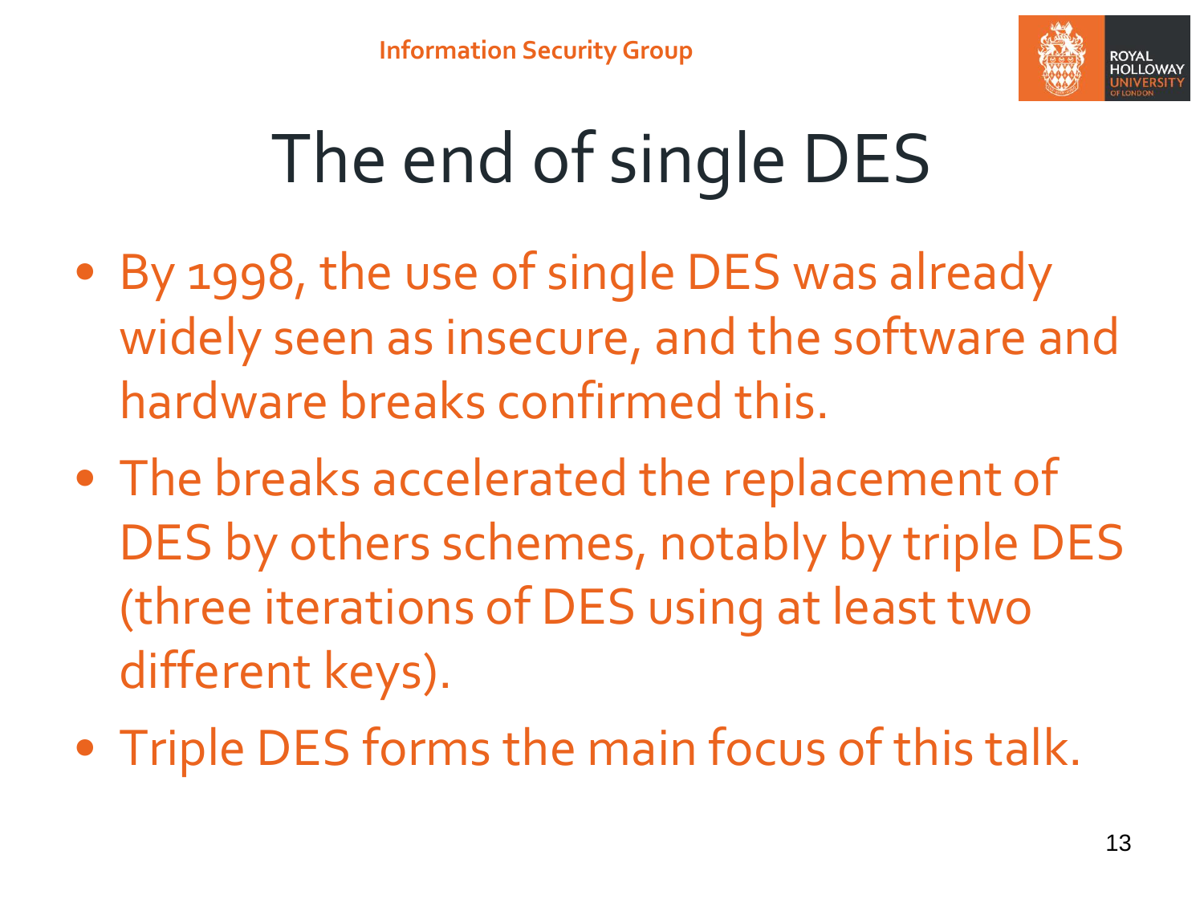# The end of single DES

- By 1998, the use of single DES was already widely seen as insecure, and the software and hardware breaks confirmed this.
- The breaks accelerated the replacement of DES by others schemes, notably by triple DES (three iterations of DES using at least two different keys).
- Triple DES forms the main focus of this talk.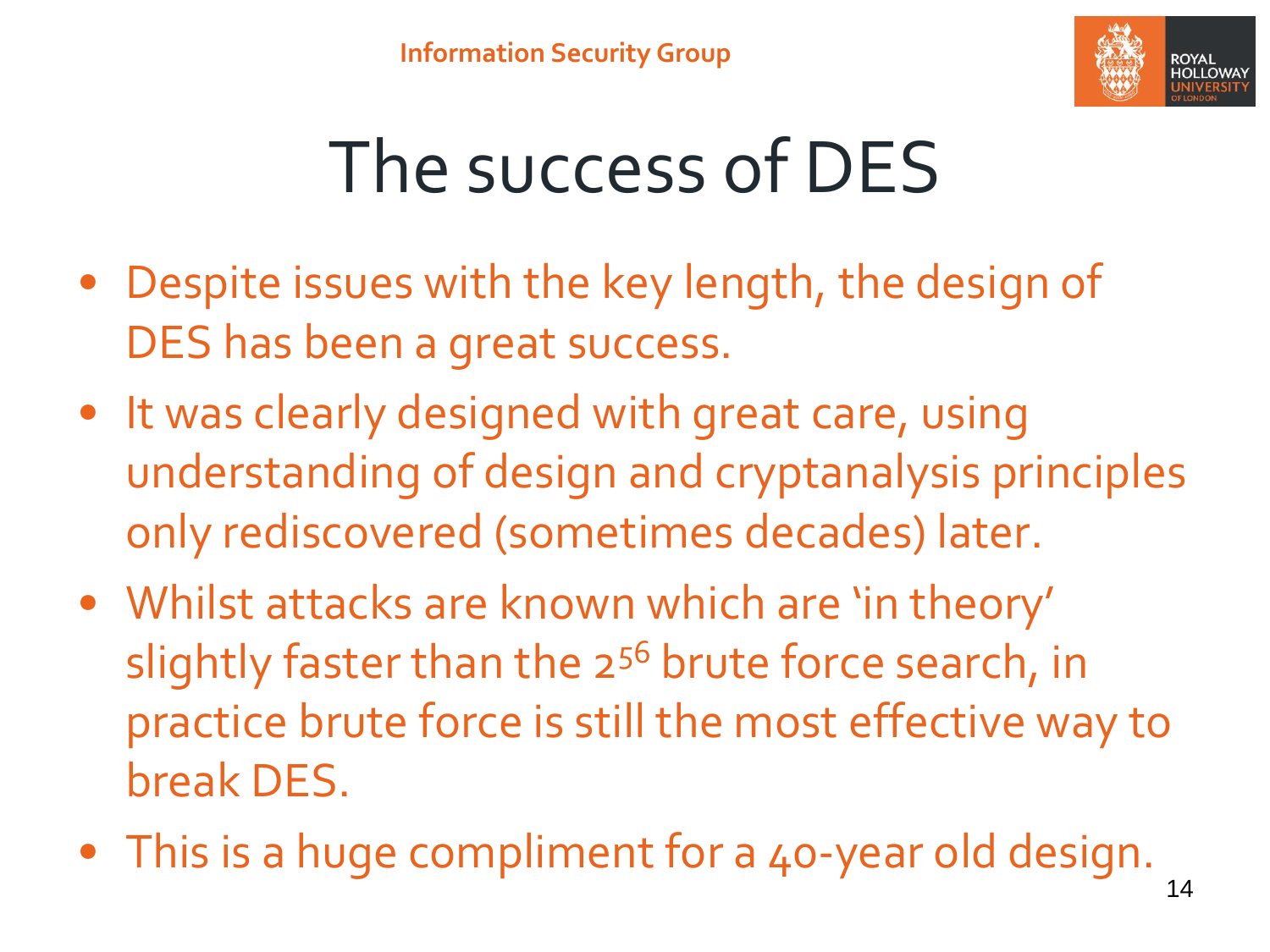# The success of DES

- Despite issues with the key length, the design of DES has been a great success.
- It was clearly designed with great care, using understanding of design and cryptanalysis principles only rediscovered (sometimes decades) later.
- Whilst attacks are known which are 'in theory' slightly faster than the $2^{56}$ brute force search, in practice brute force is still the most effective way to break DES.
- This is a huge compliment for a 40-year old design.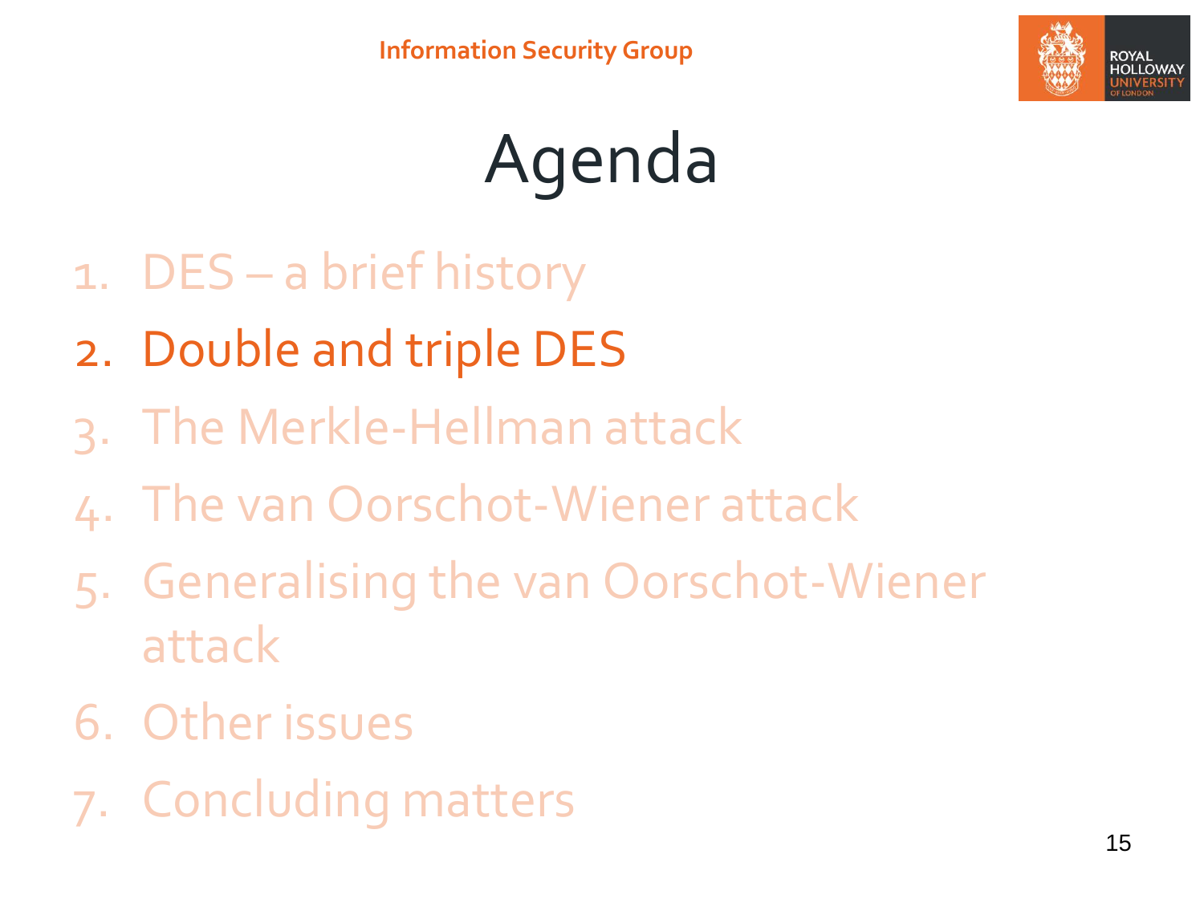# Agenda

1. DES – a brief history
2. Double and triple DES
3. The Merkle-Hellman attack
4. The van Oorschot-Wiener attack
5. Generalising the van Oorschot-Wiener attack
6. Other issues
7. Concluding matters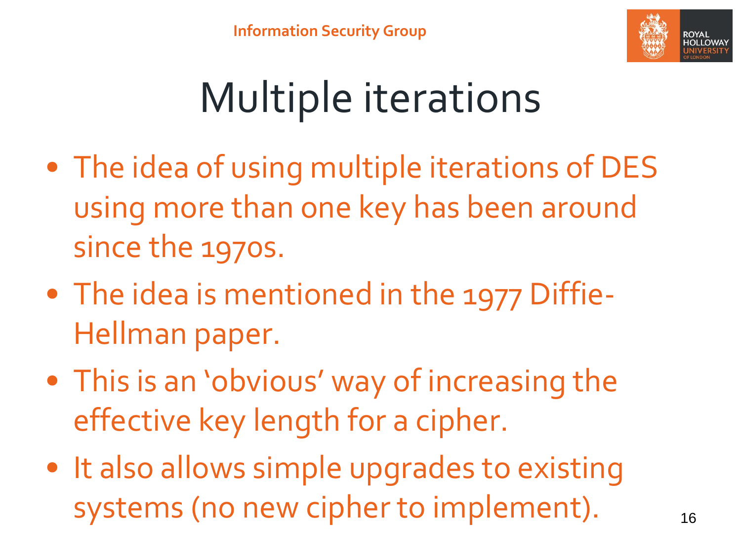# Multiple iterations

- The idea of using multiple iterations of DES using more than one key has been around since the 1970s.
- The idea is mentioned in the 1977 Diffie-Hellman paper.
- This is an 'obvious' way of increasing the effective key length for a cipher.
- It also allows simple upgrades to existing systems (no new cipher to implement).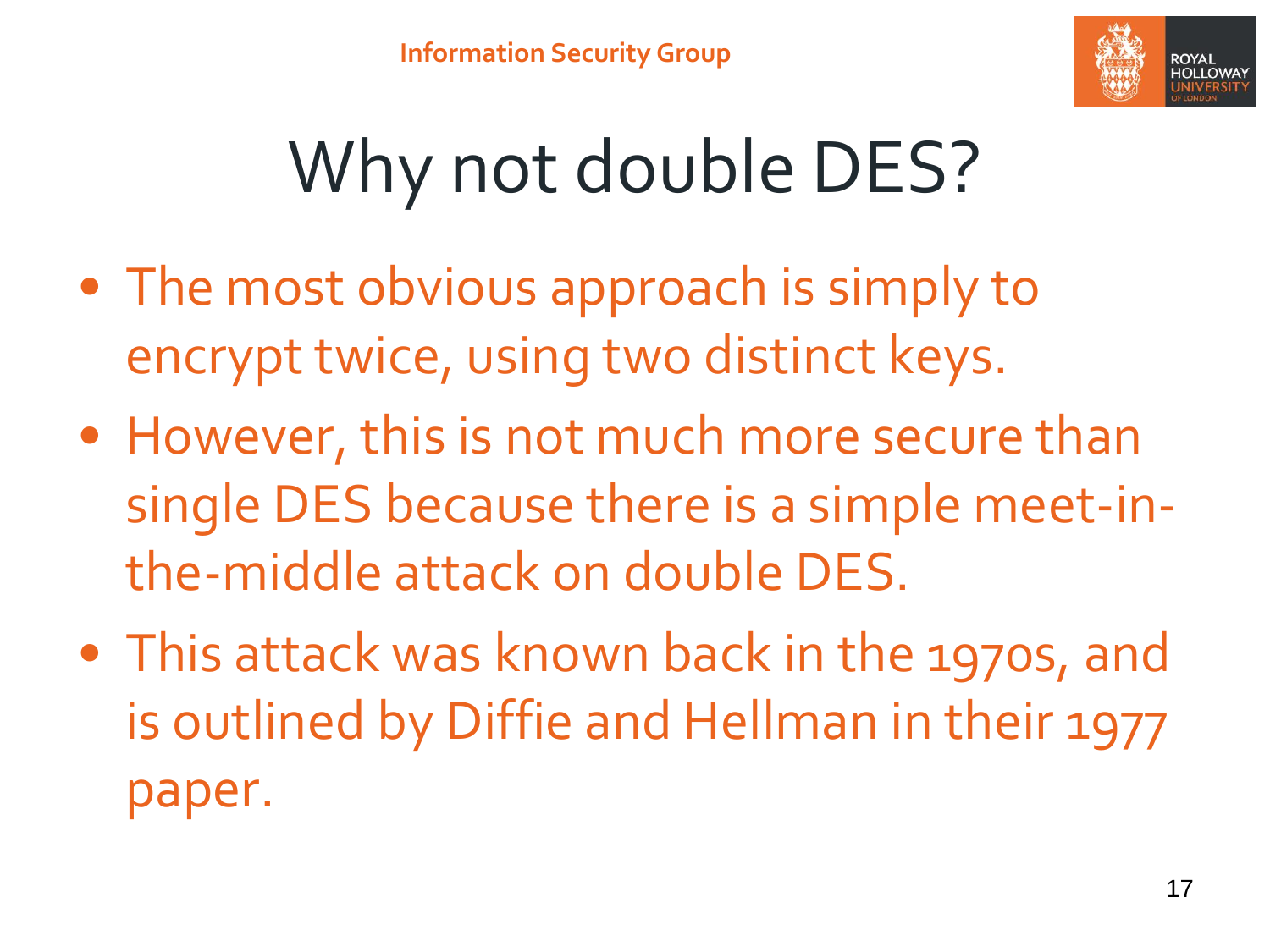# Why not double DES?

- The most obvious approach is simply to encrypt twice, using two distinct keys.
- However, this is not much more secure than single DES because there is a simple meet-in-the-middle attack on double DES.
- This attack was known back in the 1970s, and is outlined by Diffie and Hellman in their 1977 paper.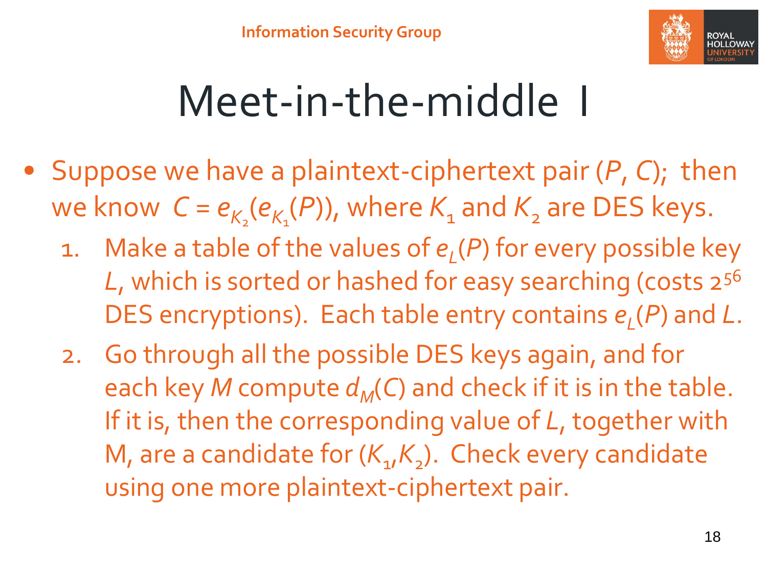# Meet-in-the-middle I

- Suppose we have a plaintext-ciphertext pair ($P$, $C$); then we know $C = e_{K_2}(e_{K_1}(P))$, where $K_1$ and $K_2$ are DES keys.
  1. Make a table of the values of $e_L(P)$ for every possible key $L$, which is sorted or hashed for easy searching (costs $2^{56}$ DES encryptions). Each table entry contains $e_L(P)$ and $L$.
  2. Go through all the possible DES keys again, and for each key $M$ compute $d_M(C)$ and check if it is in the table. If it is, then the corresponding value of $L$, together with M, are a candidate for ($K_1$,$K_2$). Check every candidate using one more plaintext-ciphertext pair.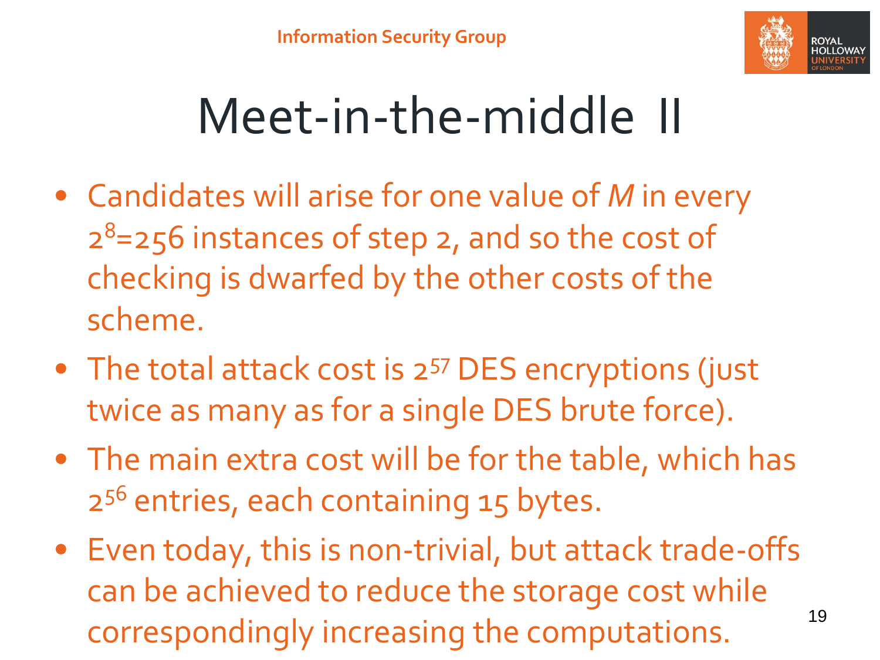# Meet-in-the-middle II

- Candidates will arise for one value of *M* in every $2^8$=256 instances of step 2, and so the cost of checking is dwarfed by the other costs of the scheme.
- The total attack cost is $2^{57}$ DES encryptions (just twice as many as for a single DES brute force).
- The main extra cost will be for the table, which has $2^{56}$ entries, each containing 15 bytes.
- Even today, this is non-trivial, but attack trade-offs can be achieved to reduce the storage cost while correspondingly increasing the computations.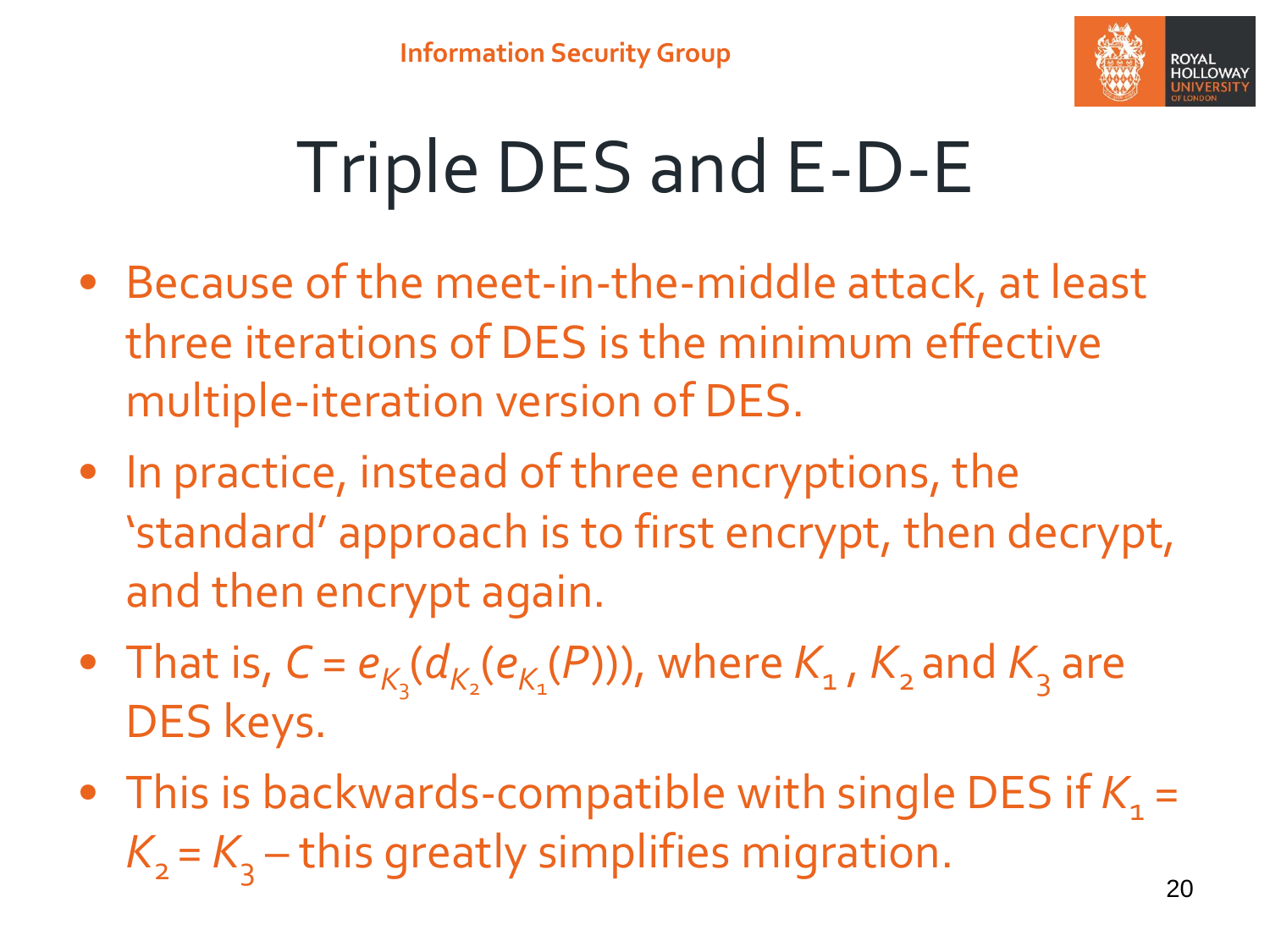# Triple DES and E-D-E

- Because of the meet-in-the-middle attack, at least three iterations of DES is the minimum effective multiple-iteration version of DES.
- In practice, instead of three encryptions, the 'standard' approach is to first encrypt, then decrypt, and then encrypt again.
- That is, $C = e_{K_3}(d_{K_2}(e_{K_1}(P)))$, where $K_1$, $K_2$ and $K_3$ are DES keys.
- This is backwards-compatible with single DES if $K_1 = K_2 = K_3$ – this greatly simplifies migration.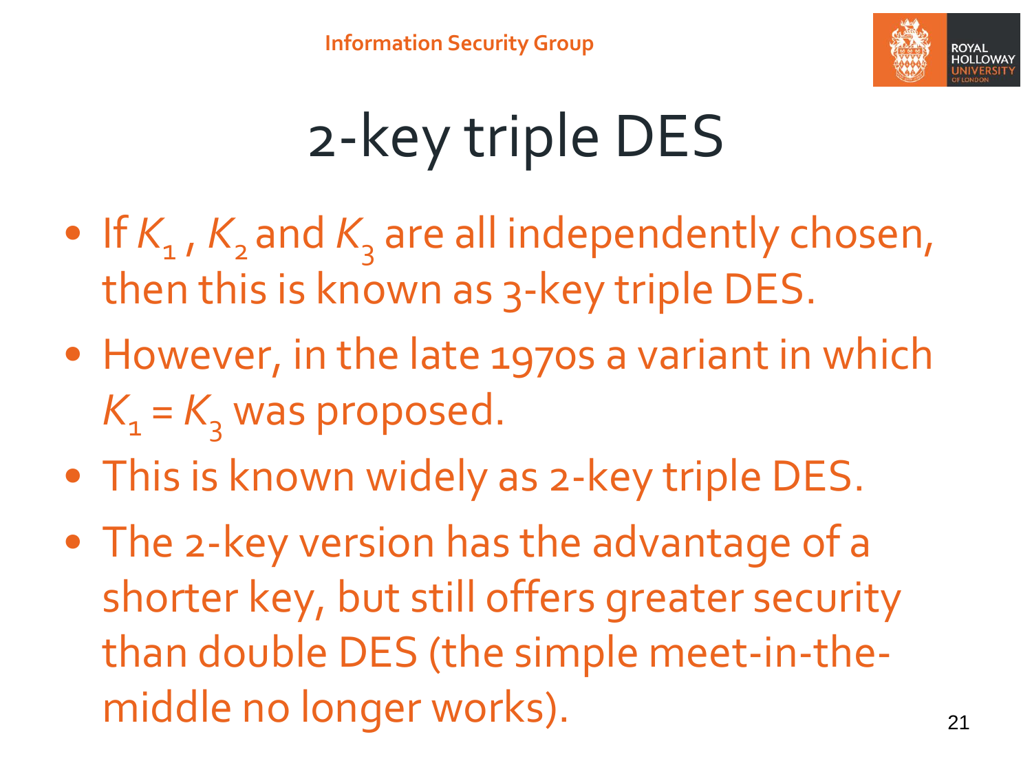# 2-key triple DES

- If $K_1$, $K_2$ and $K_3$ are all independently chosen, then this is known as 3-key triple DES.
- However, in the late 1970s a variant in which $K_1 = K_3$ was proposed.
- This is known widely as 2-key triple DES.
- The 2-key version has the advantage of a shorter key, but still offers greater security than double DES (the simple meet-in-the-middle no longer works).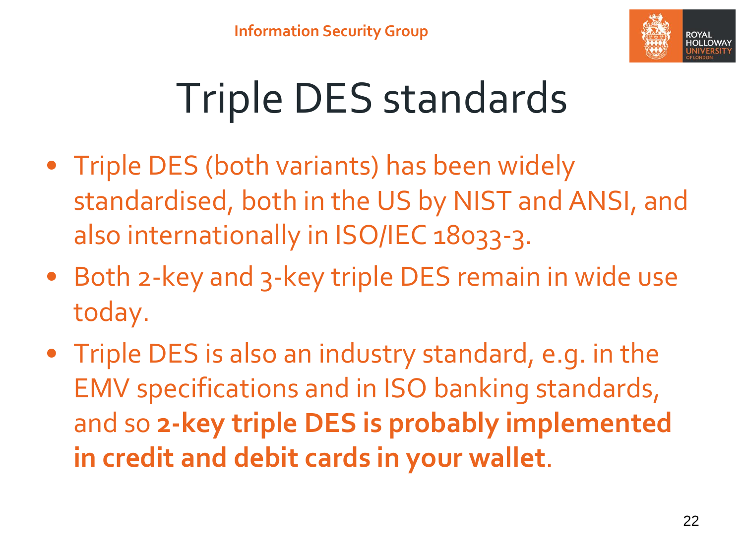# Triple DES standards

- Triple DES (both variants) has been widely standardised, both in the US by NIST and ANSI, and also internationally in ISO/IEC 18033-3.
- Both 2-key and 3-key triple DES remain in wide use today.
- Triple DES is also an industry standard, e.g. in the EMV specifications and in ISO banking standards, and so **2-key triple DES is probably implemented in credit and debit cards in your wallet**.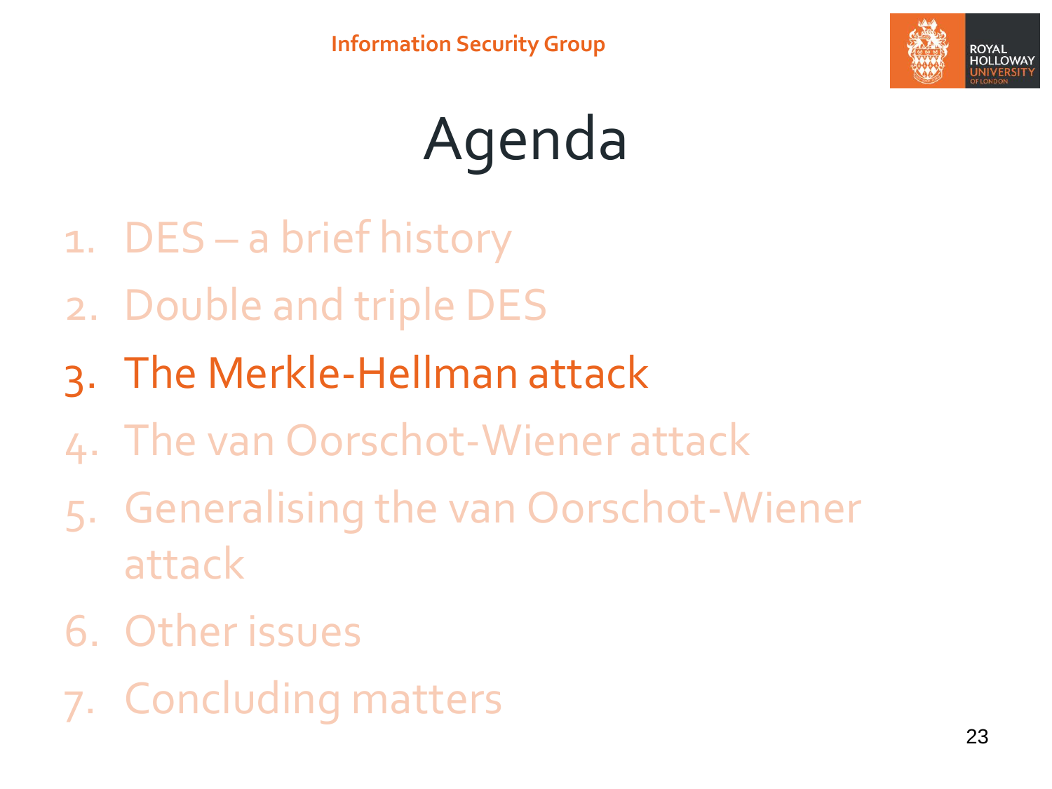# Agenda

1. DES – a brief history
2. Double and triple DES
3. The Merkle-Hellman attack
4. The van Oorschot-Wiener attack
5. Generalising the van Oorschot-Wiener attack
6. Other issues
7. Concluding matters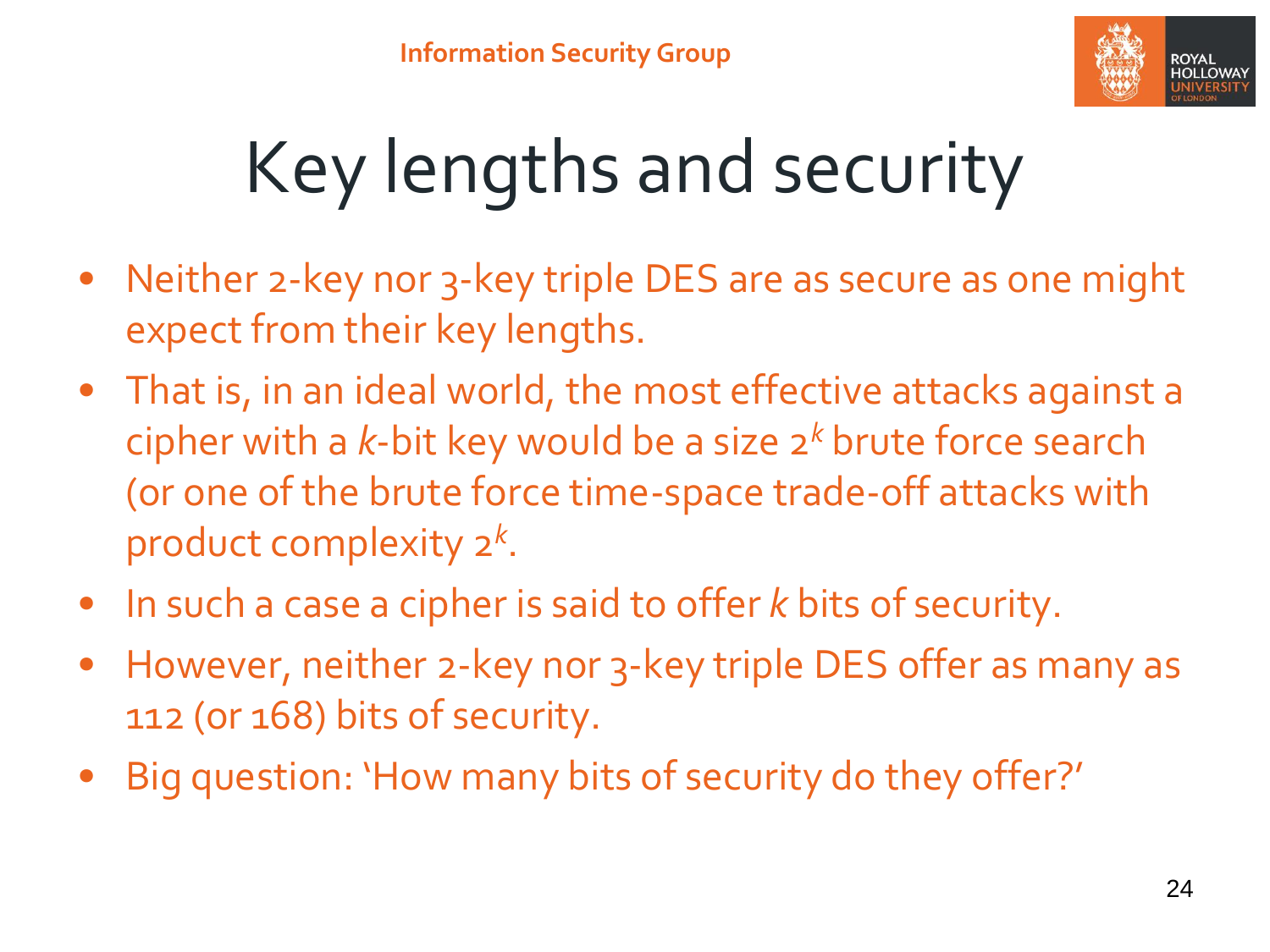# Key lengths and security

- Neither 2-key nor 3-key triple DES are as secure as one might expect from their key lengths.
- That is, in an ideal world, the most effective attacks against a cipher with a $k$-bit key would be a size $2^k$ brute force search (or one of the brute force time-space trade-off attacks with product complexity $2^k$.
- In such a case a cipher is said to offer $k$ bits of security.
- However, neither 2-key nor 3-key triple DES offer as many as 112 (or 168) bits of security.
- Big question: 'How many bits of security do they offer?'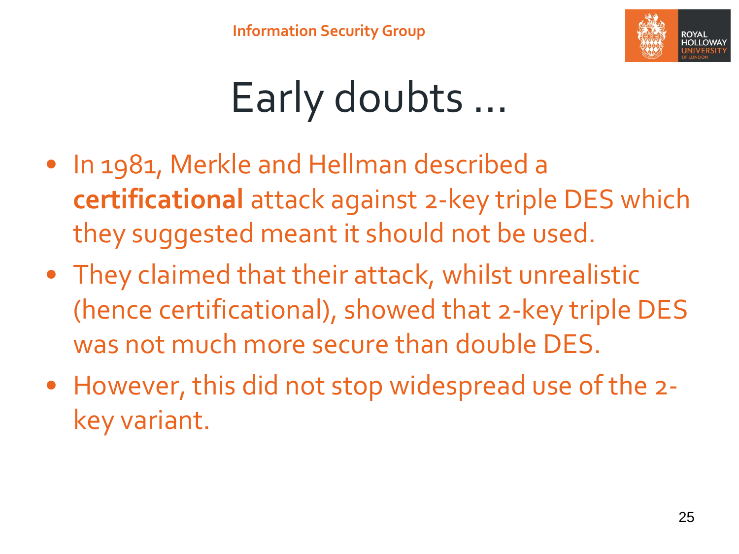# Early doubts …

- In 1981, Merkle and Hellman described a **certificational** attack against 2-key triple DES which they suggested meant it should not be used.
- They claimed that their attack, whilst unrealistic (hence certificational), showed that 2-key triple DES was not much more secure than double DES.
- However, this did not stop widespread use of the 2-key variant.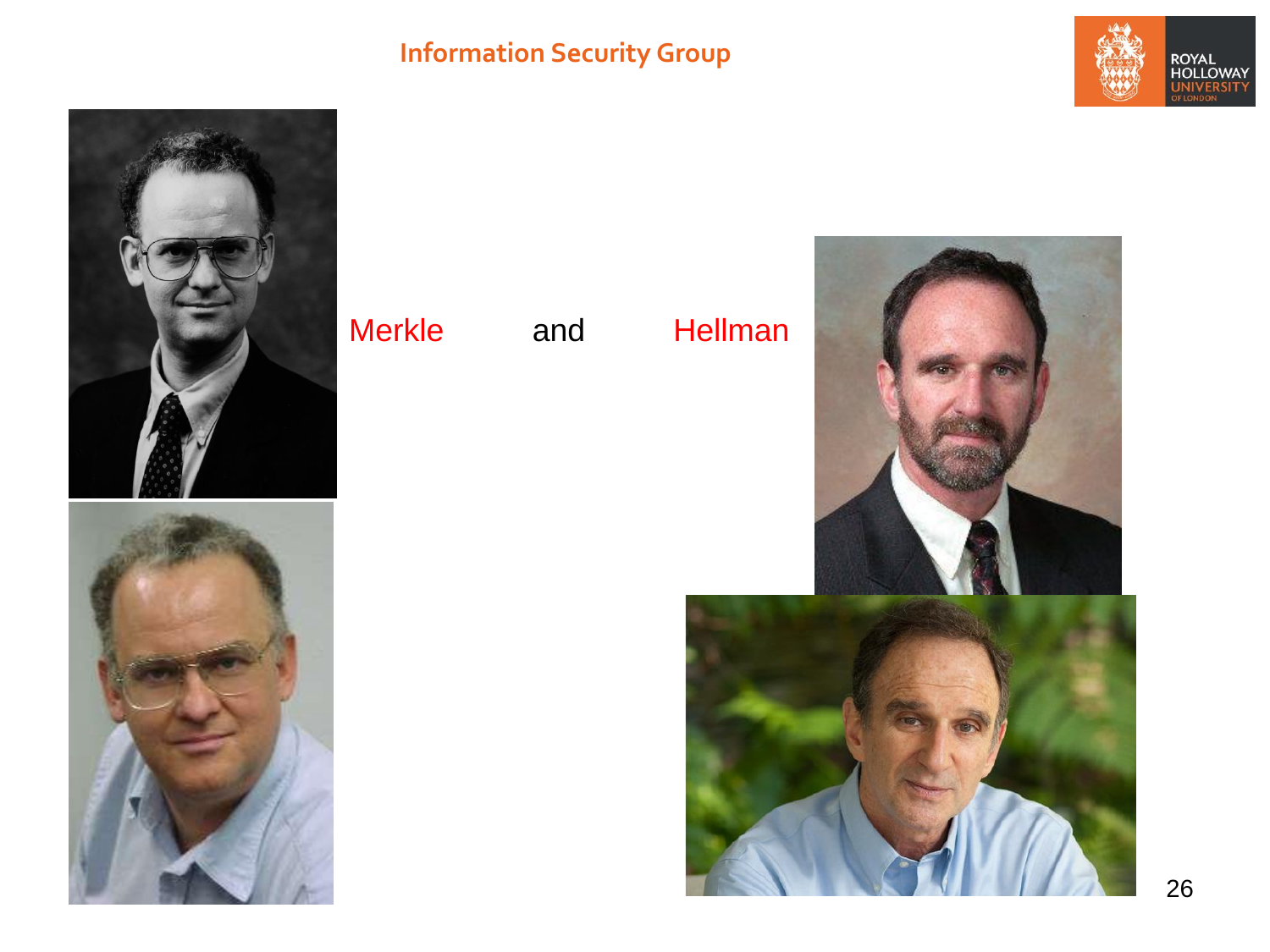Merkle and Hellman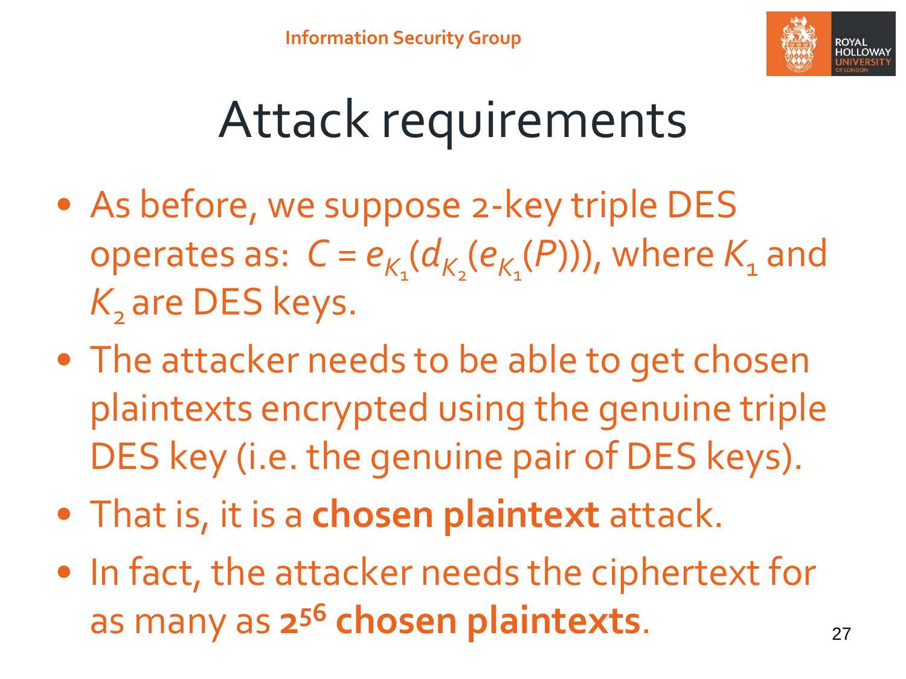# Attack requirements

- As before, we suppose 2-key triple DES operates as: $C = e_{K_1}(d_{K_2}(e_{K_1}(P)))$, where $K_1$ and $K_2$ are DES keys.
- The attacker needs to be able to get chosen plaintexts encrypted using the genuine triple DES key (i.e. the genuine pair of DES keys).
- That is, it is a **chosen plaintext** attack.
- In fact, the attacker needs the ciphertext for as many as **$2^{56}$ chosen plaintexts**.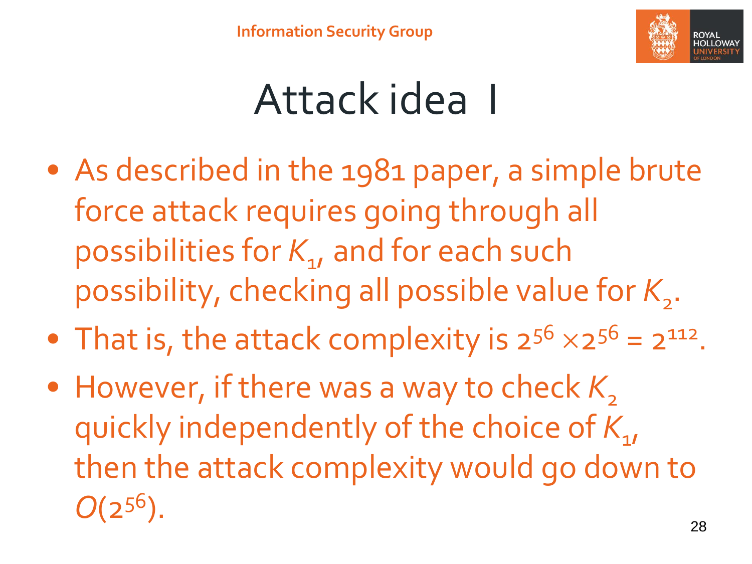# Attack idea I

- As described in the 1981 paper, a simple brute force attack requires going through all possibilities for $K_1$, and for each such possibility, checking all possible value for $K_2$.
- That is, the attack complexity is $2^{56} \times 2^{56} = 2^{112}$.
- However, if there was a way to check $K_2$ quickly independently of the choice of $K_1$, then the attack complexity would go down to $O(2^{56})$.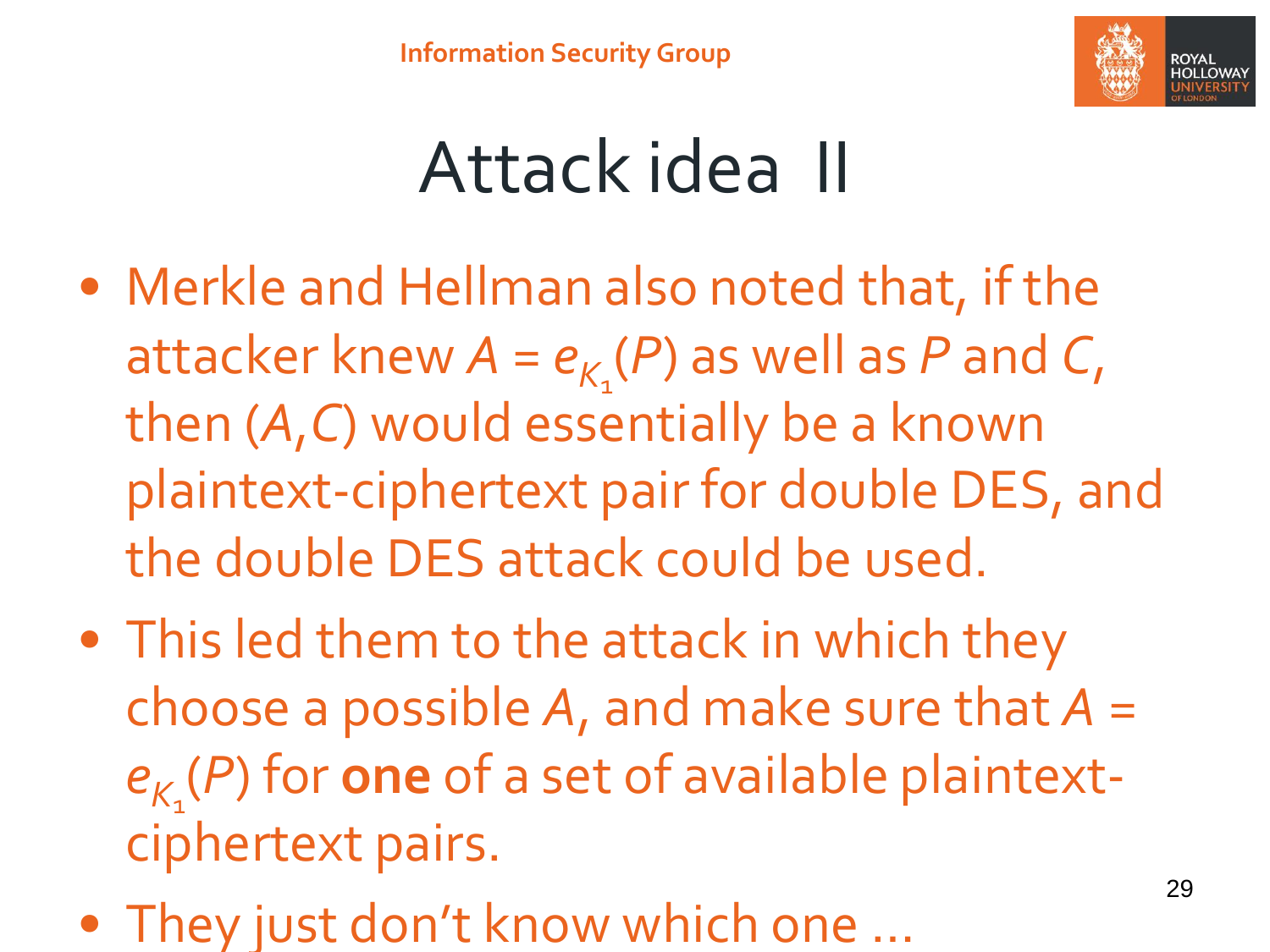# Attack idea II

- Merkle and Hellman also noted that, if the attacker knew $A = e_{K_1}(P)$ as well as $P$ and $C$, then $(A,C)$ would essentially be a known plaintext-ciphertext pair for double DES, and the double DES attack could be used.
- This led them to the attack in which they choose a possible $A$, and make sure that $A = e_{K_1}(P)$ for **one** of a set of available plaintext-ciphertext pairs.
- They just don't know which one …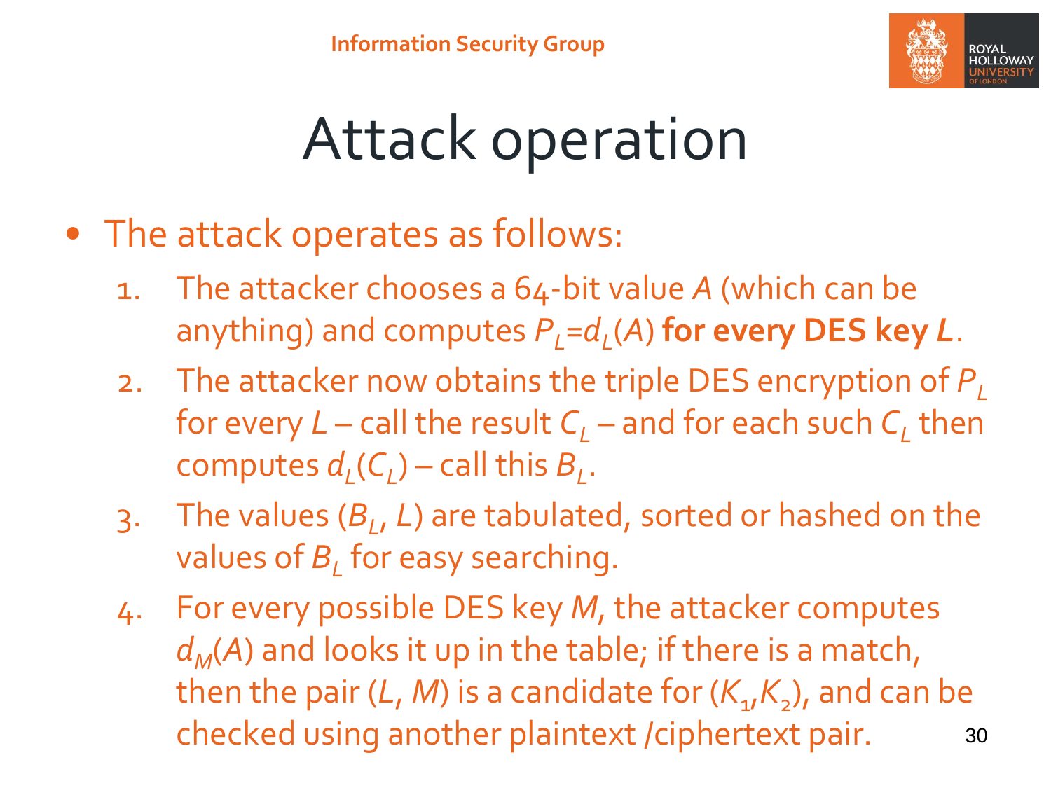# Attack operation

- The attack operates as follows:
  1. The attacker chooses a 64-bit value $A$ (which can be anything) and computes $P_L = d_L(A)$ **for every DES key $L$**.
  2. The attacker now obtains the triple DES encryption of $P_L$ for every $L$ – call the result $C_L$ – and for each such $C_L$ then computes $d_L(C_L)$ – call this $B_L$.
  3. The values $(B_L, L)$ are tabulated, sorted or hashed on the values of $B_L$ for easy searching.
  4. For every possible DES key $M$, the attacker computes $d_M(A)$ and looks it up in the table; if there is a match, then the pair $(L, M)$ is a candidate for $(K_1, K_2)$, and can be checked using another plaintext /ciphertext pair.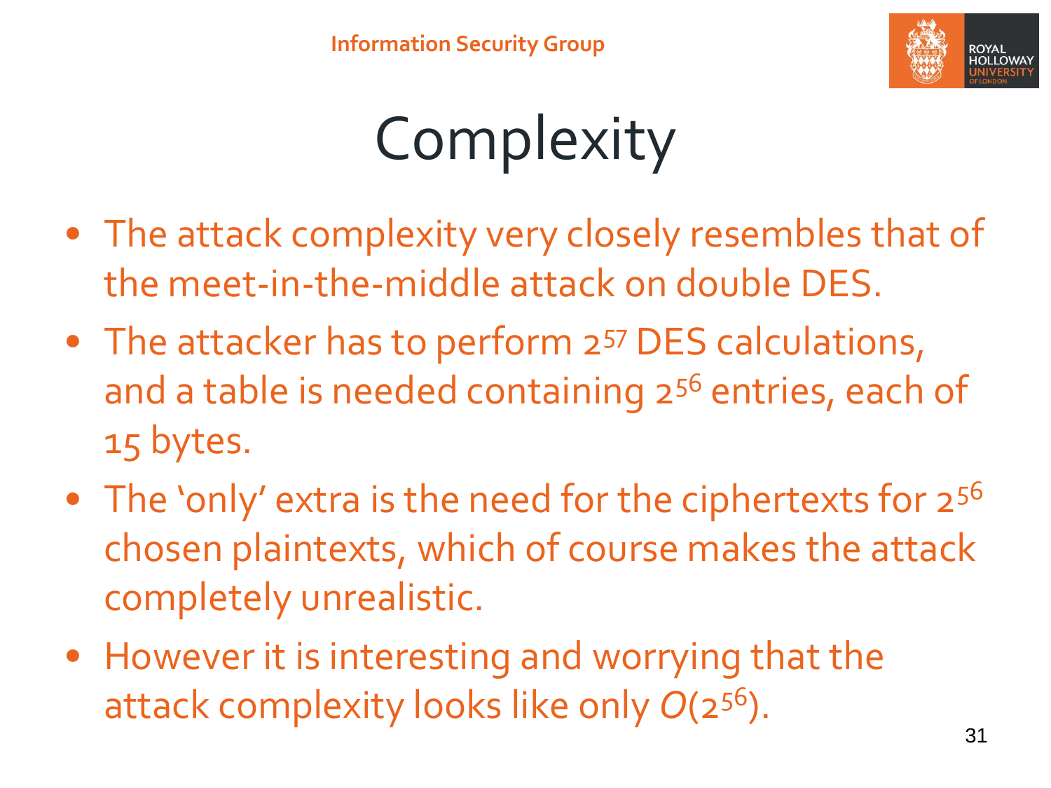# Complexity

- The attack complexity very closely resembles that of the meet-in-the-middle attack on double DES.
- The attacker has to perform $2^{57}$ DES calculations, and a table is needed containing $2^{56}$ entries, each of 15 bytes.
- The 'only' extra is the need for the ciphertexts for $2^{56}$ chosen plaintexts, which of course makes the attack completely unrealistic.
- However it is interesting and worrying that the attack complexity looks like only $O(2^{56})$.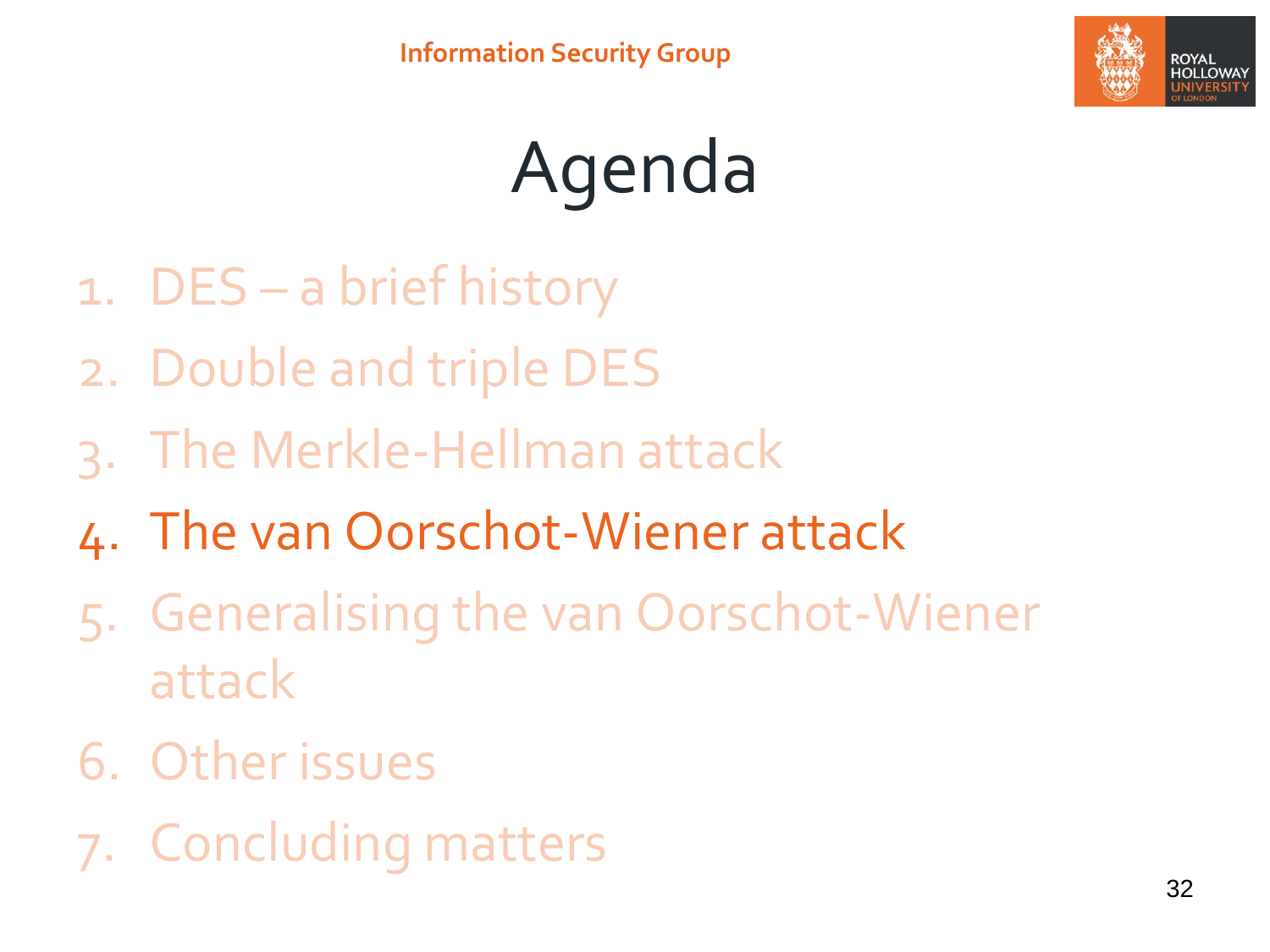# Agenda

1. DES – a brief history
2. Double and triple DES
3. The Merkle-Hellman attack
4. **The van Oorschot-Wiener attack**
5. Generalising the van Oorschot-Wiener attack
6. Other issues
7. Concluding matters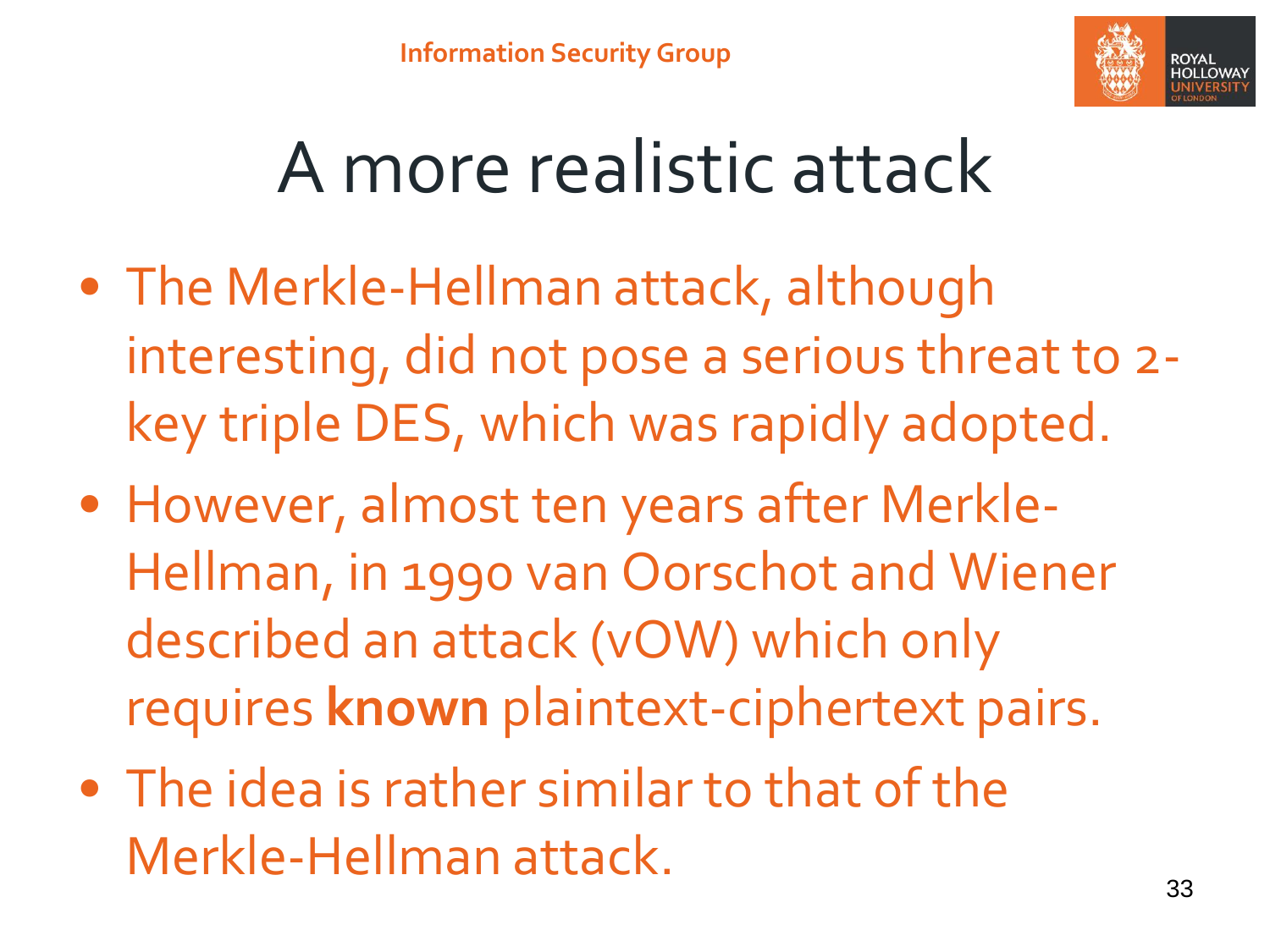# A more realistic attack

- The Merkle-Hellman attack, although interesting, did not pose a serious threat to 2-key triple DES, which was rapidly adopted.
- However, almost ten years after Merkle-Hellman, in 1990 van Oorschot and Wiener described an attack (vOW) which only requires **known** plaintext-ciphertext pairs.
- The idea is rather similar to that of the Merkle-Hellman attack.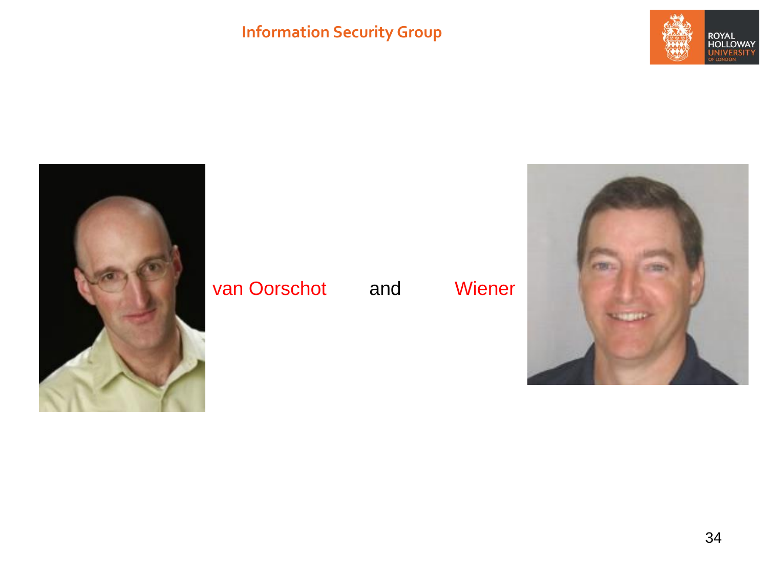van Oorschot and Wiener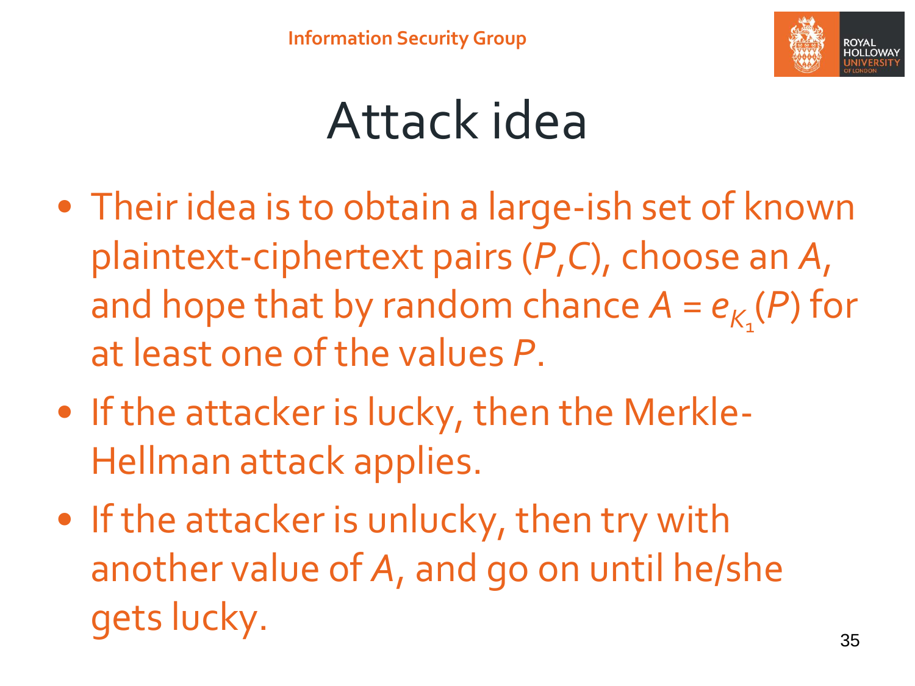# Attack idea

- Their idea is to obtain a large-ish set of known plaintext-ciphertext pairs ($P$,$C$), choose an $A$, and hope that by random chance $A = e_{K_1}(P)$ for at least one of the values $P$.
- If the attacker is lucky, then the Merkle-Hellman attack applies.
- If the attacker is unlucky, then try with another value of $A$, and go on until he/she gets lucky.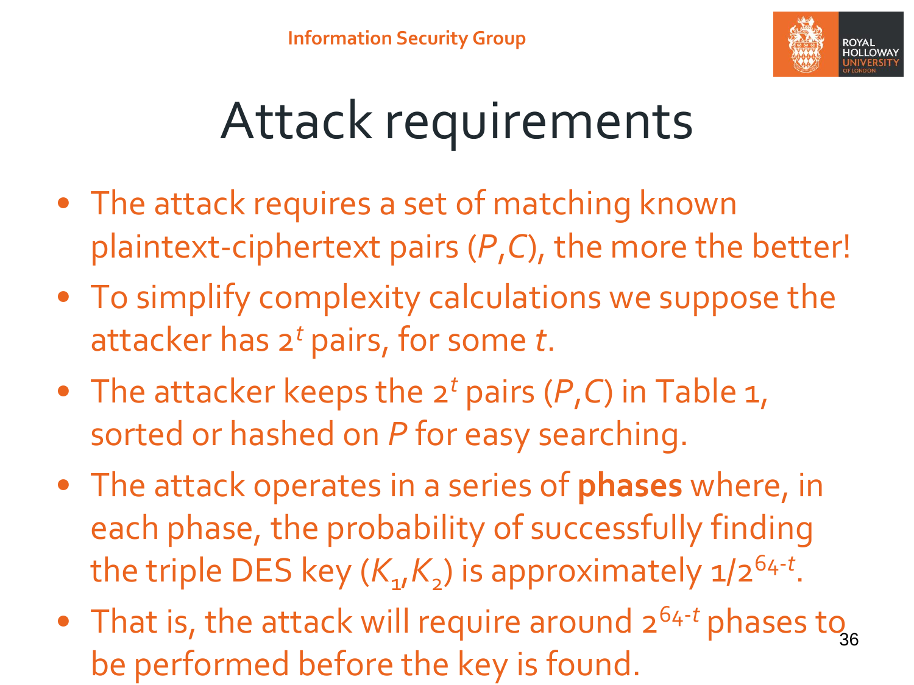# Attack requirements

- The attack requires a set of matching known plaintext-ciphertext pairs $(P,C)$, the more the better!
- To simplify complexity calculations we suppose the attacker has $2^t$ pairs, for some $t$.
- The attacker keeps the $2^t$ pairs $(P,C)$ in Table 1, sorted or hashed on $P$ for easy searching.
- The attack operates in a series of **phases** where, in each phase, the probability of successfully finding the triple DES key $(K_1,K_2)$ is approximately $1/2^{64-t}$.
- That is, the attack will require around $2^{64-t}$ phases to be performed before the key is found.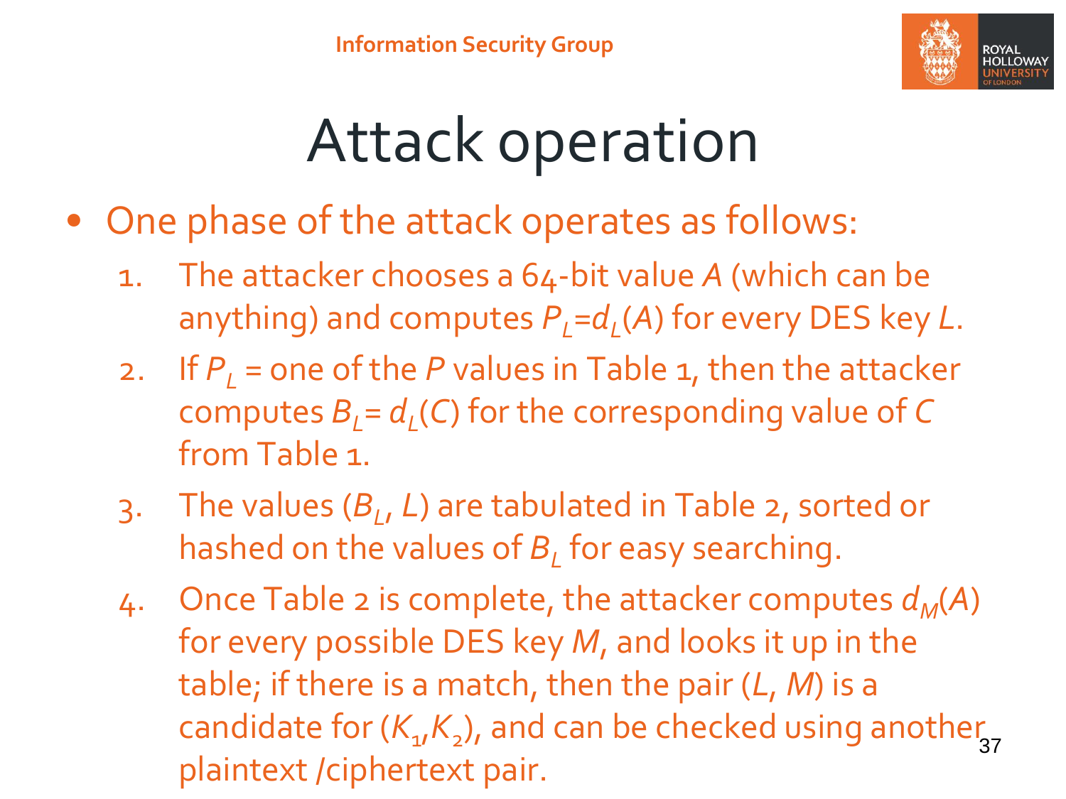# Attack operation

- One phase of the attack operates as follows:
  1. The attacker chooses a 64-bit value $A$ (which can be anything) and computes $P_L = d_L(A)$ for every DES key $L$.
  2. If $P_L$ = one of the $P$ values in Table 1, then the attacker computes $B_L = d_L(C)$ for the corresponding value of $C$ from Table 1.
  3. The values $(B_L, L)$ are tabulated in Table 2, sorted or hashed on the values of $B_L$ for easy searching.
  4. Once Table 2 is complete, the attacker computes $d_M(A)$ for every possible DES key $M$, and looks it up in the table; if there is a match, then the pair $(L, M)$ is a candidate for $(K_1, K_2)$, and can be checked using another plaintext /ciphertext pair.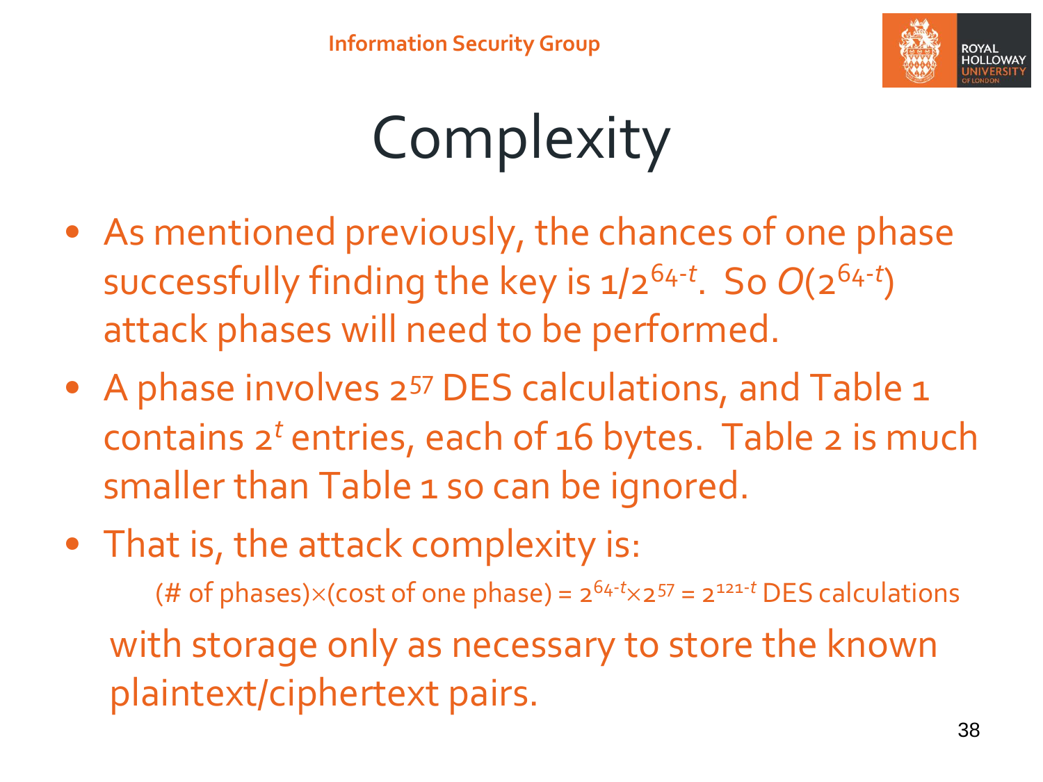# Complexity

- As mentioned previously, the chances of one phase successfully finding the key is $1/2^{64-t}$. So $O(2^{64-t})$ attack phases will need to be performed.
- A phase involves $2^{57}$ DES calculations, and Table 1 contains $2^t$ entries, each of 16 bytes. Table 2 is much smaller than Table 1 so can be ignored.
- That is, the attack complexity is:

  (# of phases)×(cost of one phase) = $2^{64-t} \times 2^{57} = 2^{121-t}$ DES calculations

  with storage only as necessary to store the known plaintext/ciphertext pairs.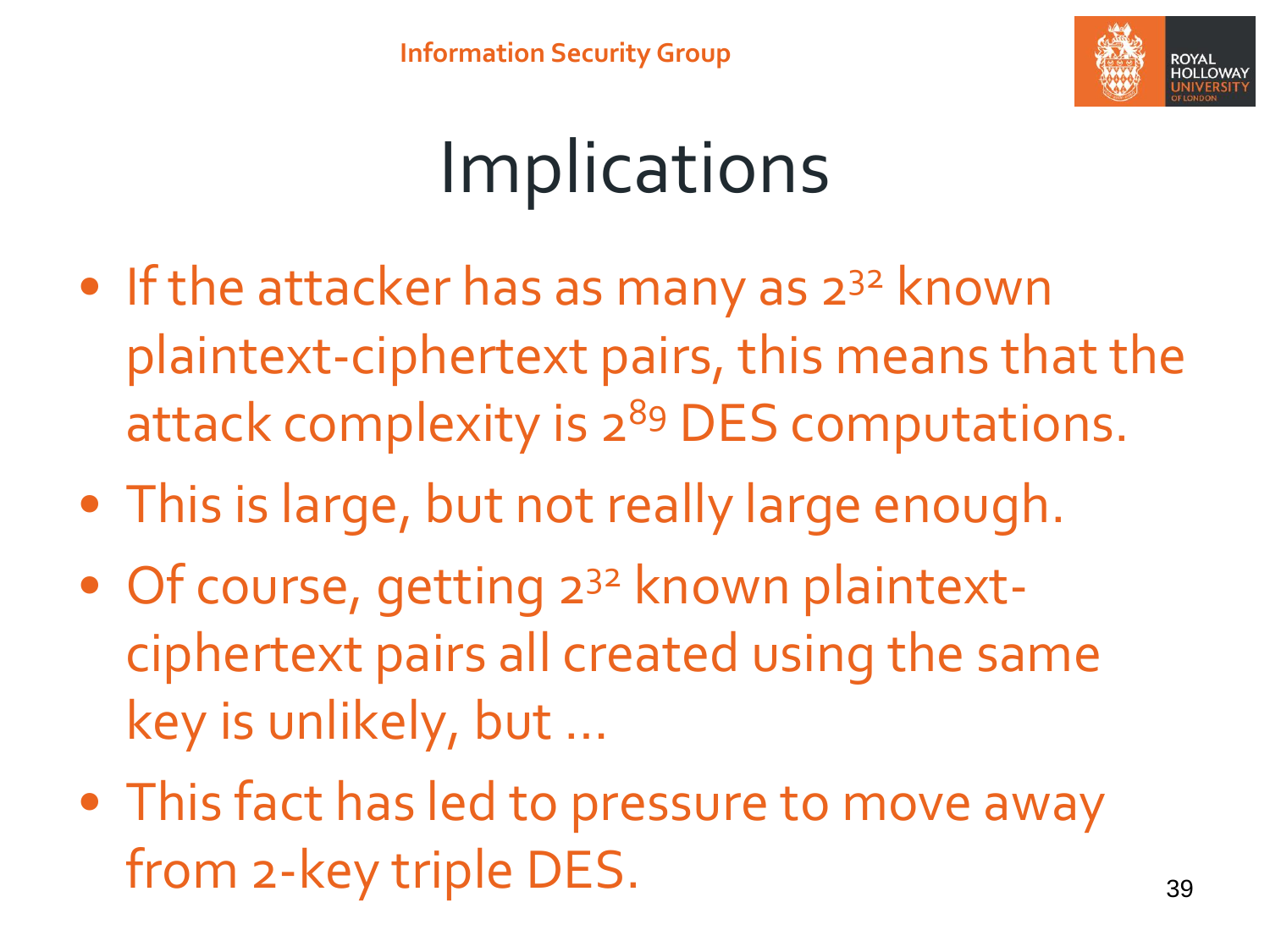# Implications

- If the attacker has as many as $2^{32}$ known plaintext-ciphertext pairs, this means that the attack complexity is $2^{89}$ DES computations.
- This is large, but not really large enough.
- Of course, getting $2^{32}$ known plaintext-ciphertext pairs all created using the same key is unlikely, but …
- This fact has led to pressure to move away from 2-key triple DES.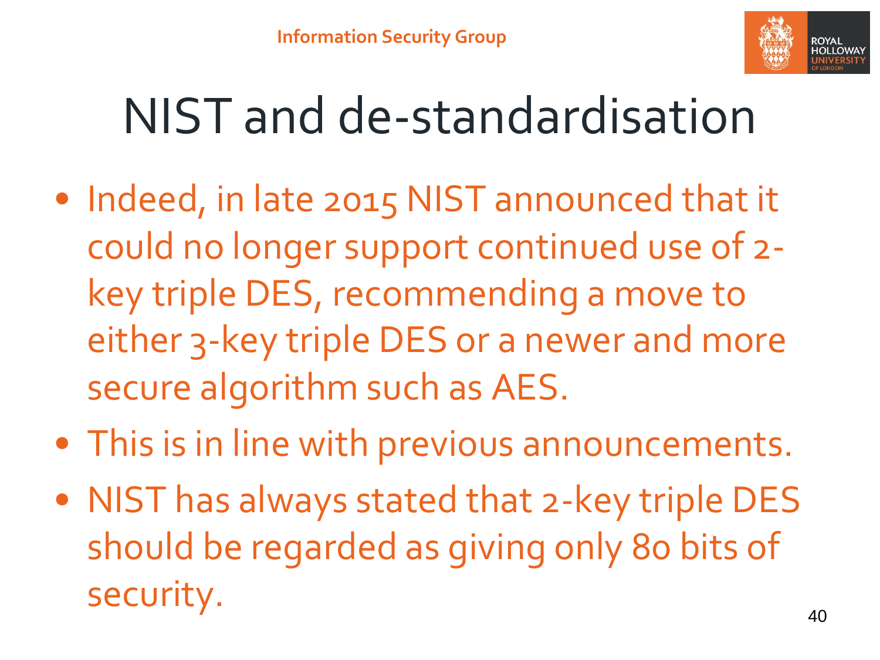# NIST and de-standardisation

- Indeed, in late 2015 NIST announced that it could no longer support continued use of 2-key triple DES, recommending a move to either 3-key triple DES or a newer and more secure algorithm such as AES.
- This is in line with previous announcements.
- NIST has always stated that 2-key triple DES should be regarded as giving only 80 bits of security.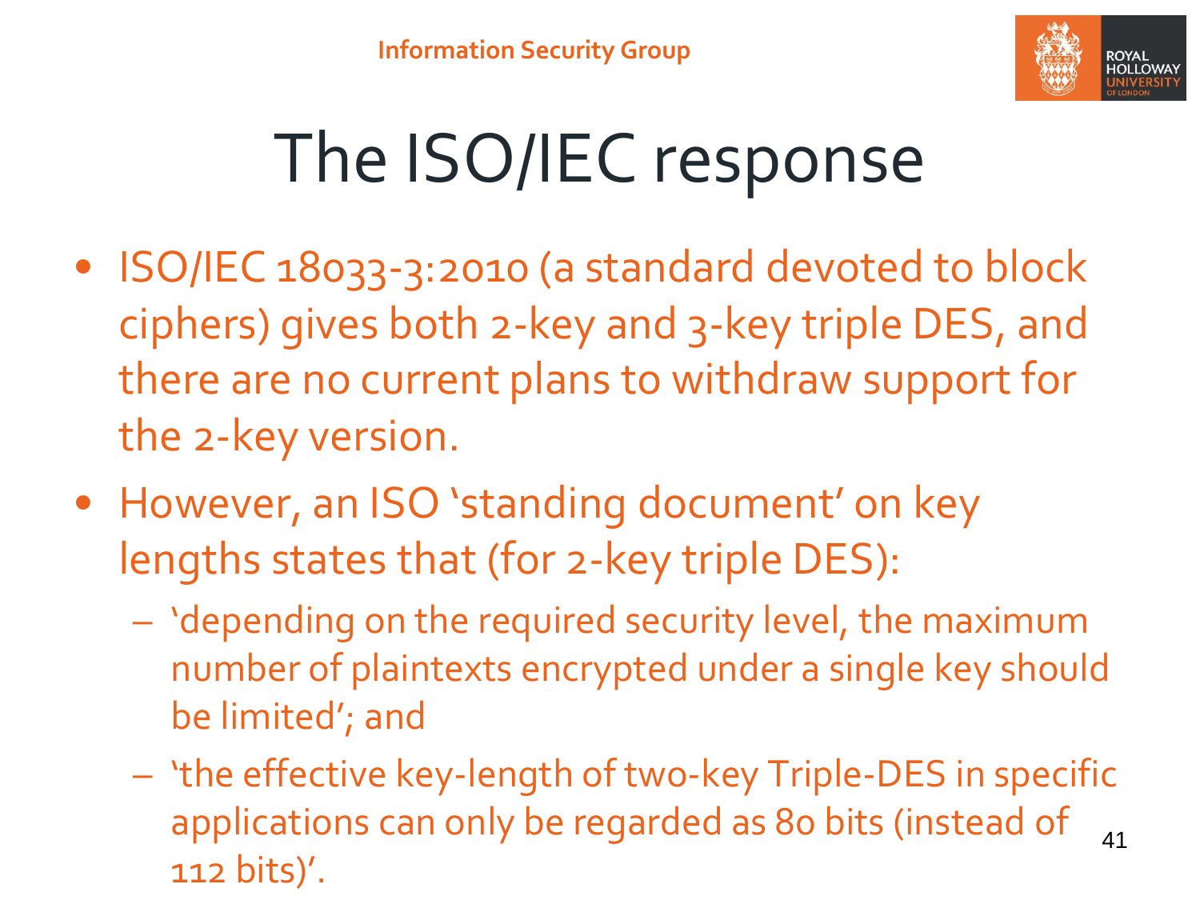# The ISO/IEC response

- ISO/IEC 18033-3:2010 (a standard devoted to block ciphers) gives both 2-key and 3-key triple DES, and there are no current plans to withdraw support for the 2-key version.
- However, an ISO 'standing document' on key lengths states that (for 2-key triple DES):
  - 'depending on the required security level, the maximum number of plaintexts encrypted under a single key should be limited'; and
  - 'the effective key-length of two-key Triple-DES in specific applications can only be regarded as 80 bits (instead of 112 bits)'.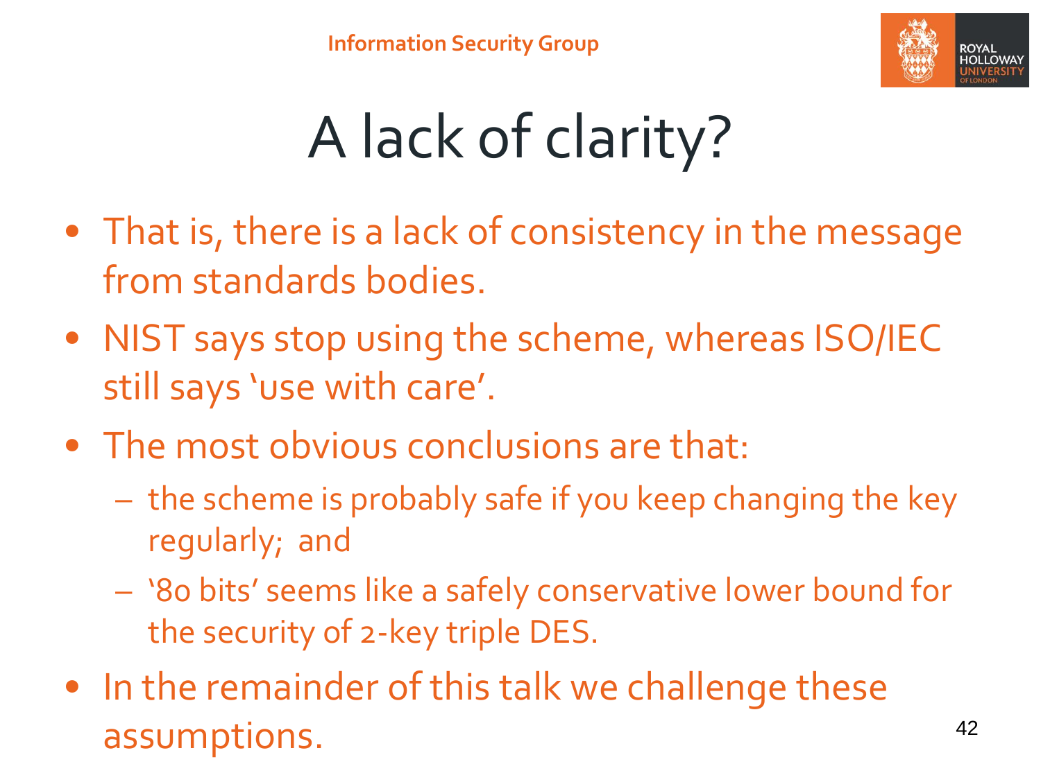# A lack of clarity?

- That is, there is a lack of consistency in the message from standards bodies.
- NIST says stop using the scheme, whereas ISO/IEC still says 'use with care'.
- The most obvious conclusions are that:
  - the scheme is probably safe if you keep changing the key regularly; and
  - '80 bits' seems like a safely conservative lower bound for the security of 2-key triple DES.
- In the remainder of this talk we challenge these assumptions.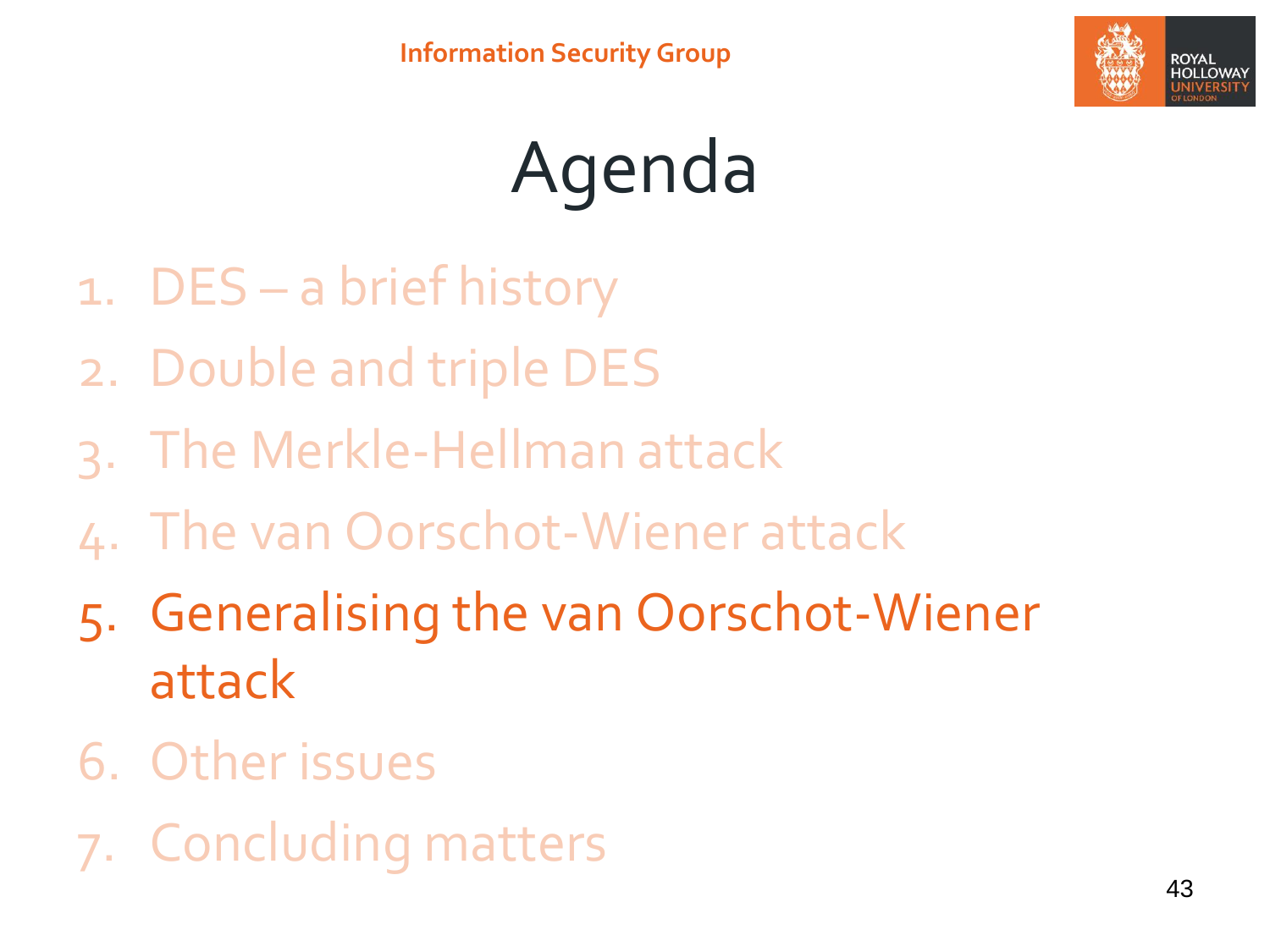# Agenda

1. DES – a brief history
2. Double and triple DES
3. The Merkle-Hellman attack
4. The van Oorschot-Wiener attack
5. **Generalising the van Oorschot-Wiener attack**
6. Other issues
7. Concluding matters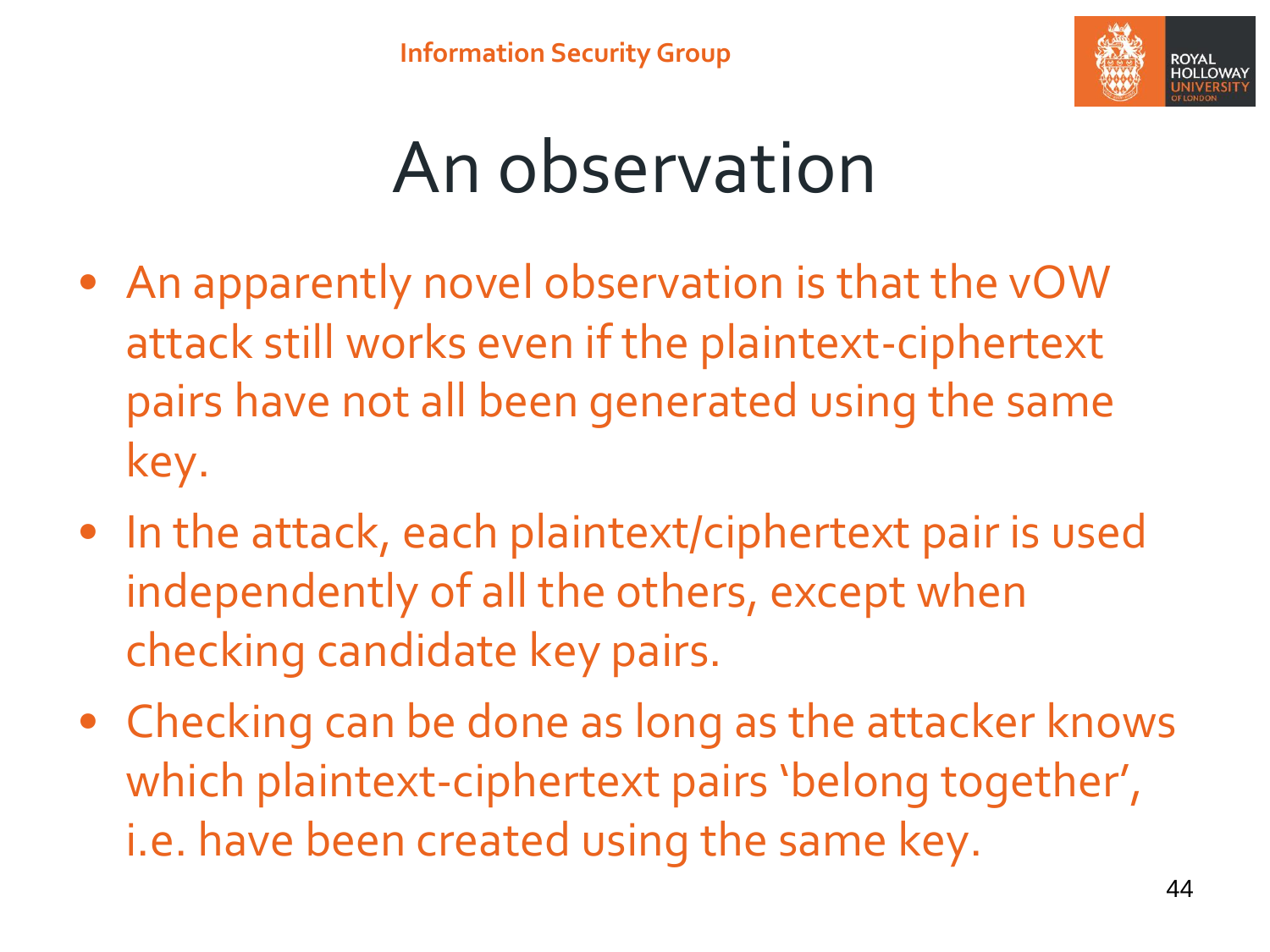# An observation

- An apparently novel observation is that the vOW attack still works even if the plaintext-ciphertext pairs have not all been generated using the same key.
- In the attack, each plaintext/ciphertext pair is used independently of all the others, except when checking candidate key pairs.
- Checking can be done as long as the attacker knows which plaintext-ciphertext pairs 'belong together', i.e. have been created using the same key.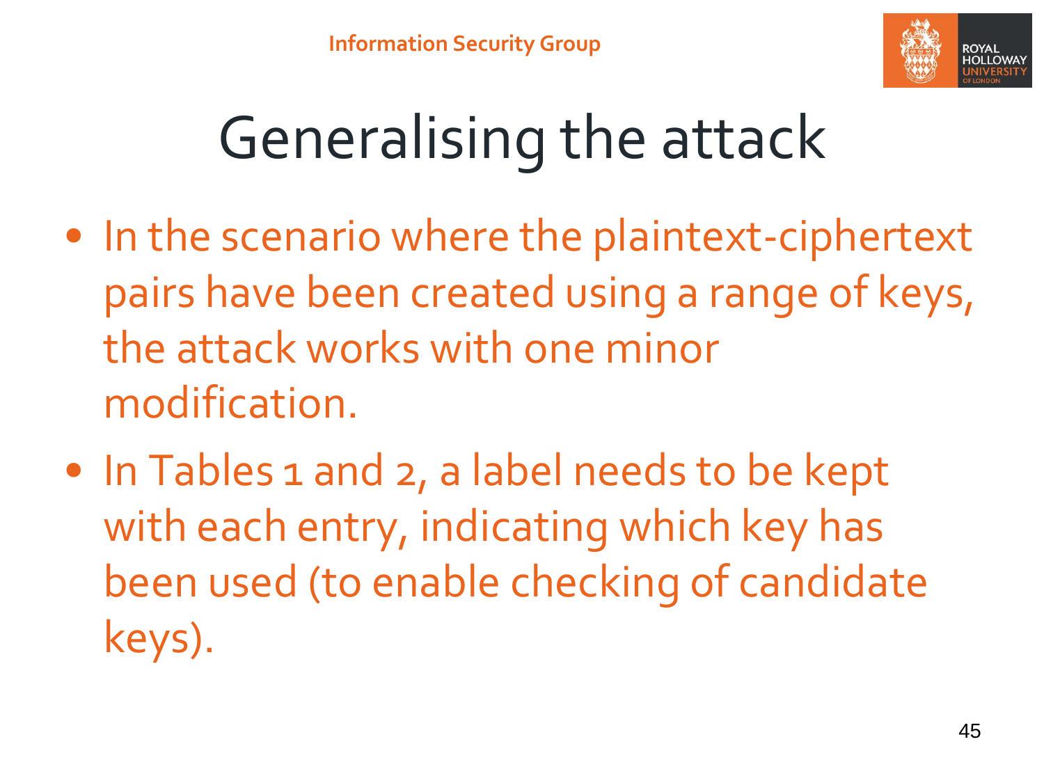# Generalising the attack

- In the scenario where the plaintext-ciphertext pairs have been created using a range of keys, the attack works with one minor modification.
- In Tables 1 and 2, a label needs to be kept with each entry, indicating which key has been used (to enable checking of candidate keys).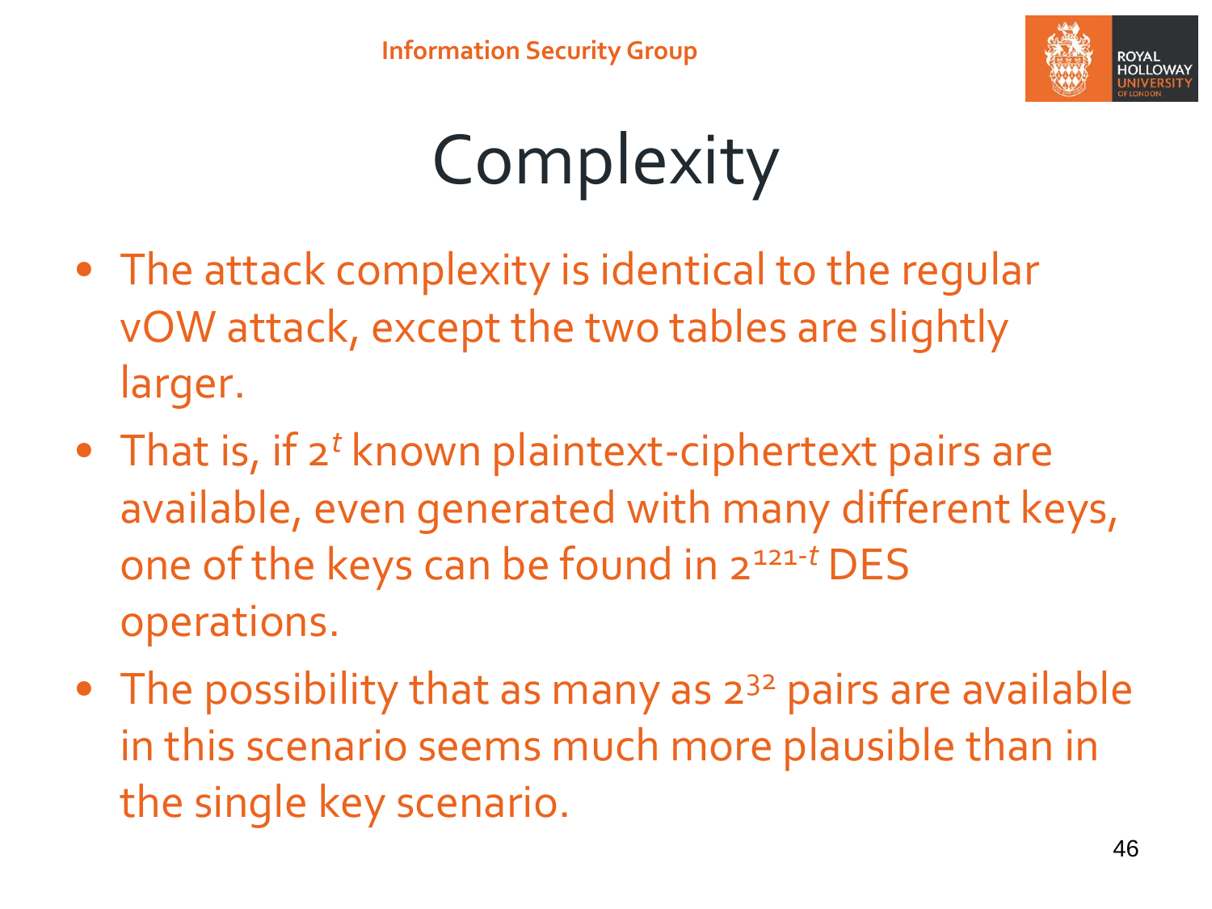# Complexity

- The attack complexity is identical to the regular vOW attack, except the two tables are slightly larger.
- That is, if $2^t$ known plaintext-ciphertext pairs are available, even generated with many different keys, one of the keys can be found in $2^{121-t}$ DES operations.
- The possibility that as many as $2^{32}$ pairs are available in this scenario seems much more plausible than in the single key scenario.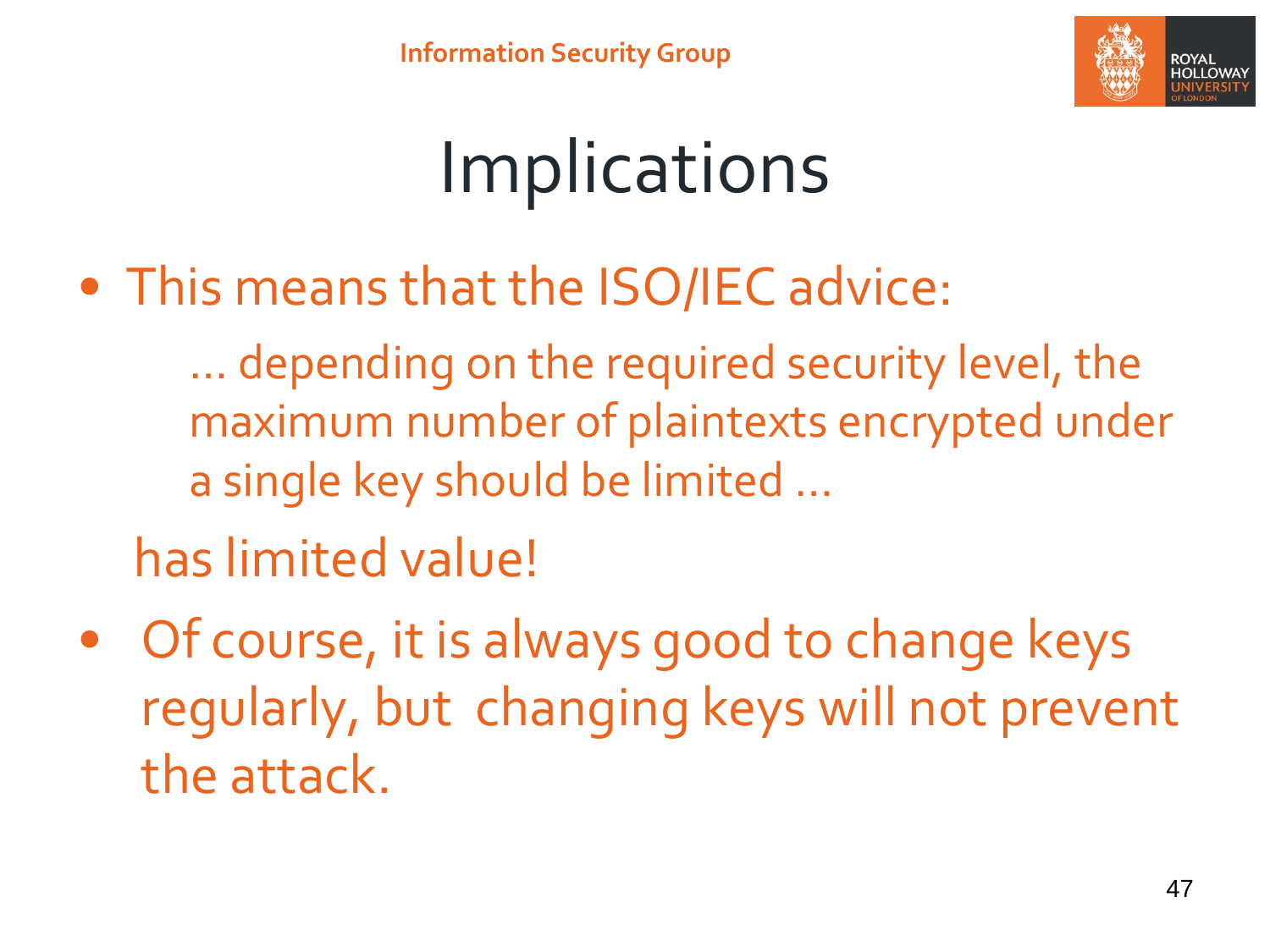# Implications

- This means that the ISO/IEC advice:

  > … depending on the required security level, the maximum number of plaintexts encrypted under a single key should be limited …

  has limited value!

- Of course, it is always good to change keys regularly, but changing keys will not prevent the attack.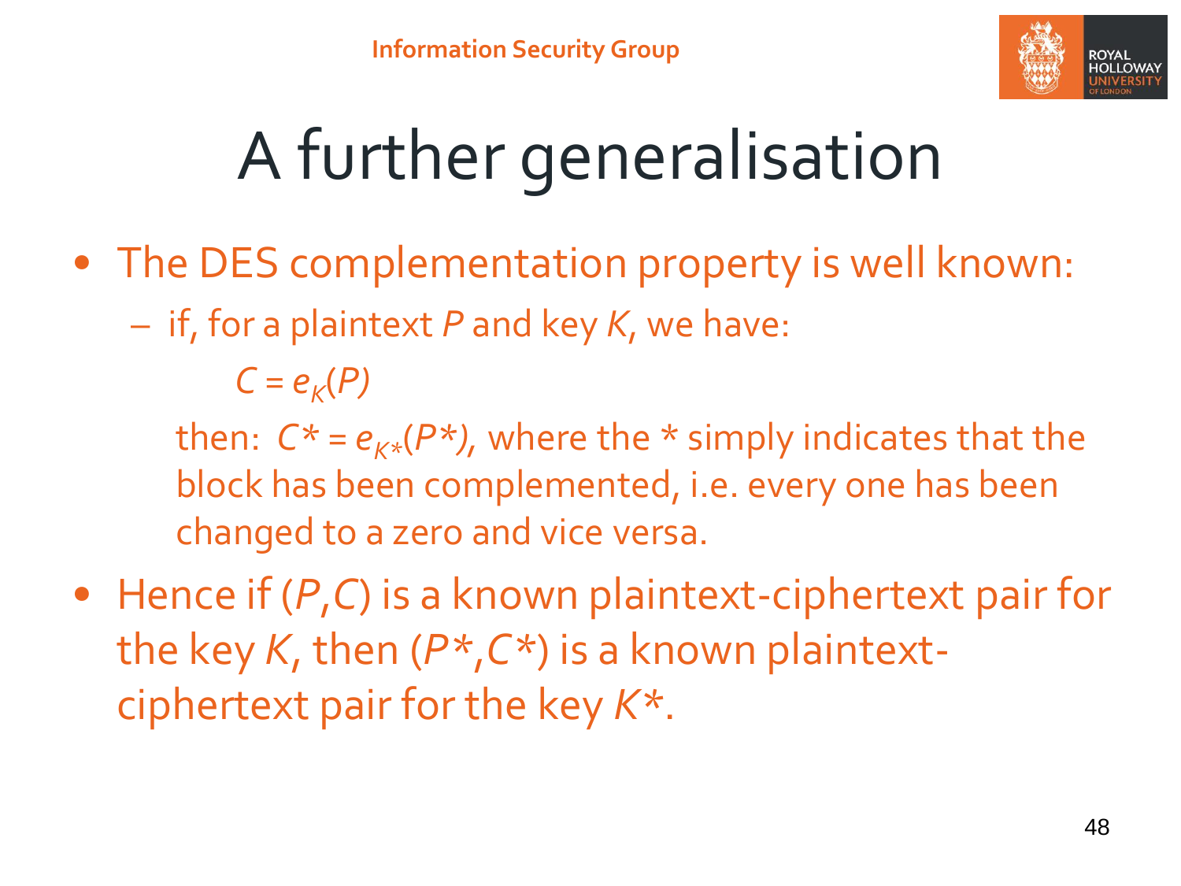# A further generalisation

- The DES complementation property is well known:
  - if, for a plaintext $P$ and key $K$, we have:

    $C = e_K(P)$

    then: $C* = e_{K*}(P*)$, where the * simply indicates that the block has been complemented, i.e. every one has been changed to a zero and vice versa.
- Hence if ($P$,$C$) is a known plaintext-ciphertext pair for the key $K$, then ($P*$,$C*$) is a known plaintext-ciphertext pair for the key $K*$.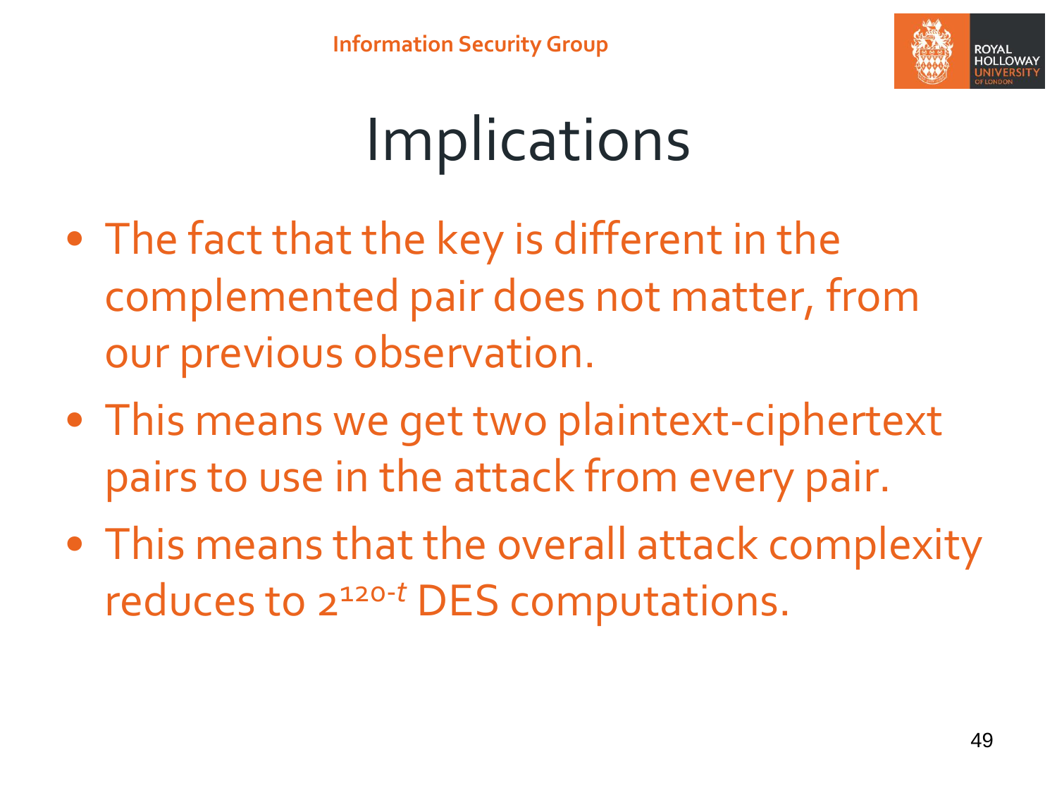# Implications

- The fact that the key is different in the complemented pair does not matter, from our previous observation.
- This means we get two plaintext-ciphertext pairs to use in the attack from every pair.
- This means that the overall attack complexity reduces to $2^{120-t}$ DES computations.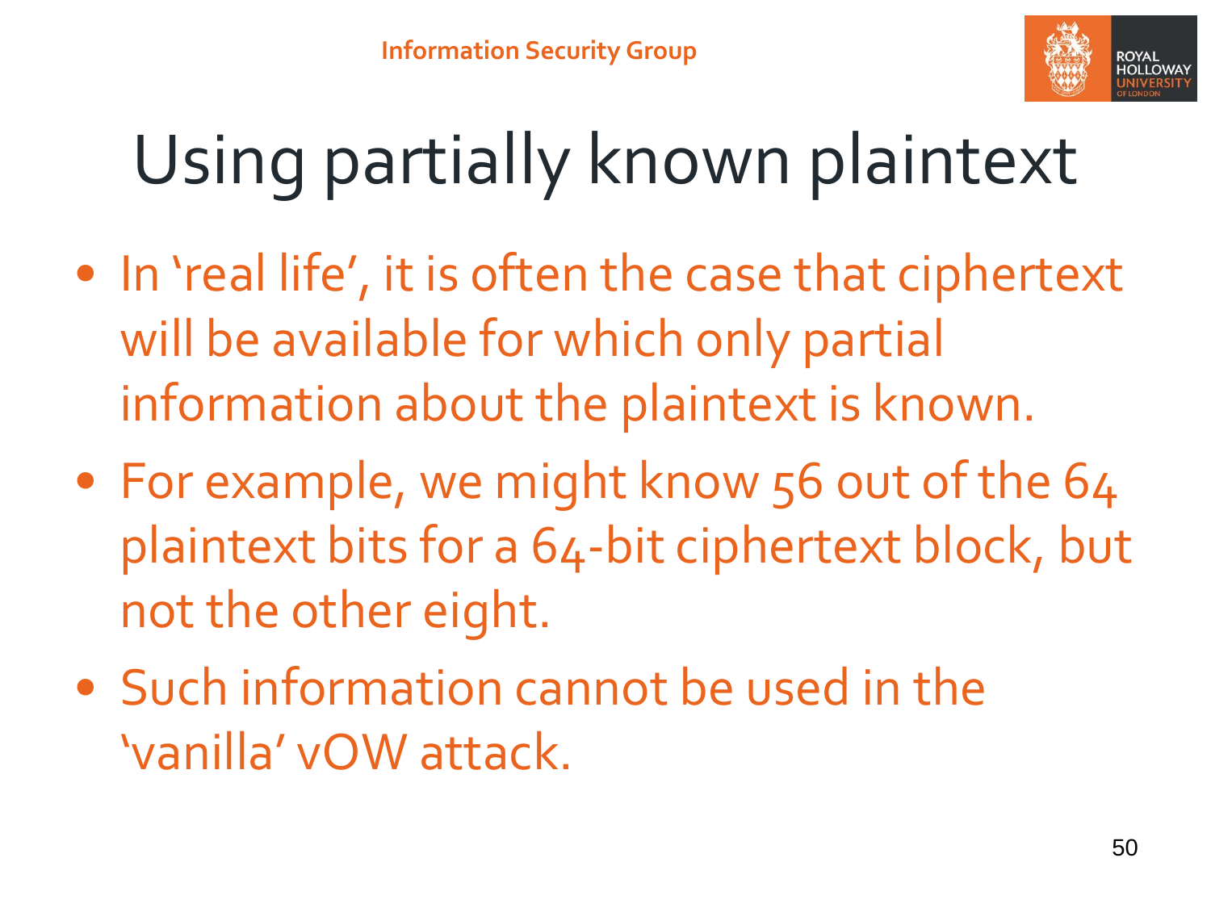# Using partially known plaintext

- In ‘real life’, it is often the case that ciphertext will be available for which only partial information about the plaintext is known.
- For example, we might know 56 out of the 64 plaintext bits for a 64-bit ciphertext block, but not the other eight.
- Such information cannot be used in the ‘vanilla’ vOW attack.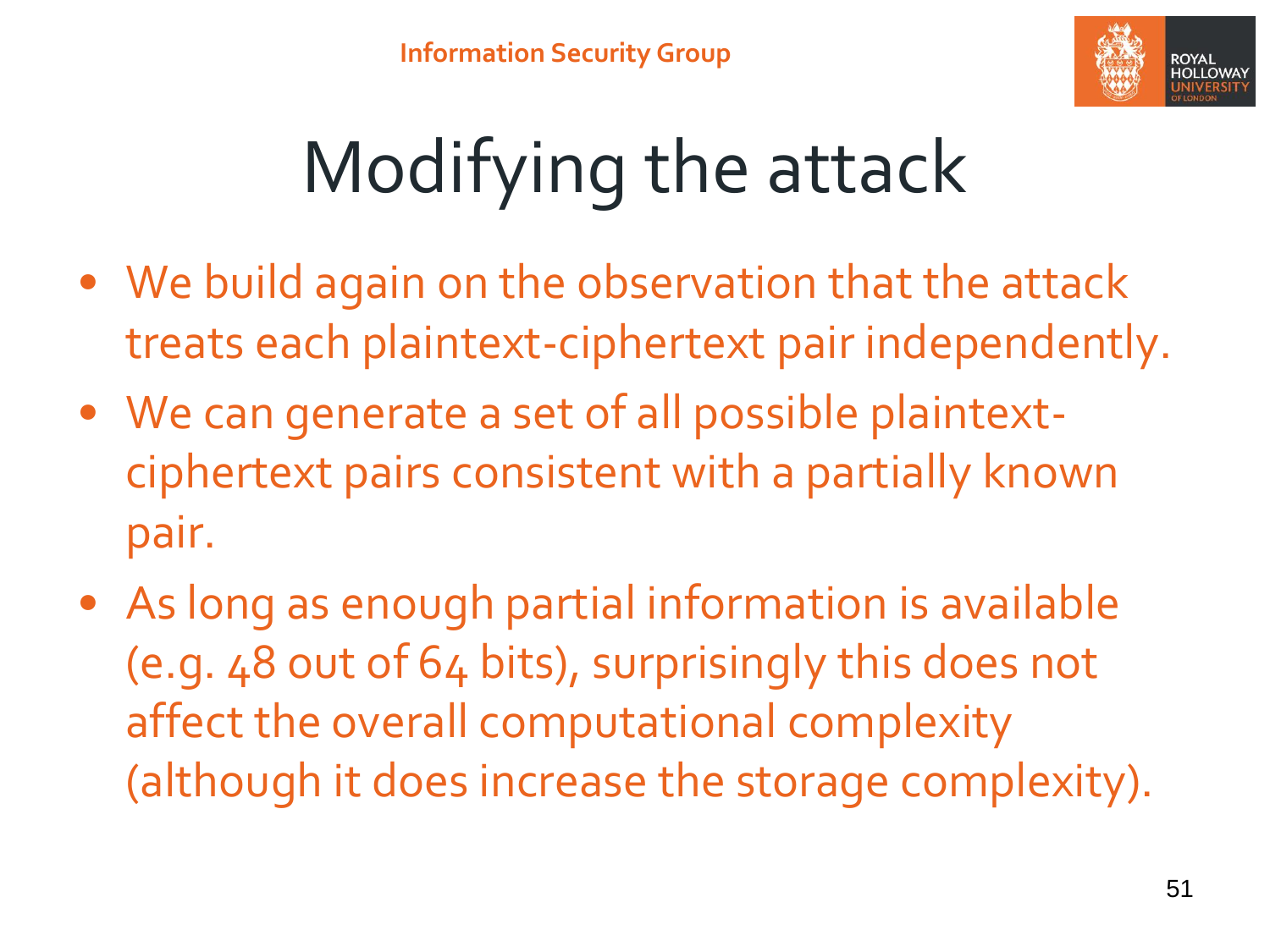# Modifying the attack

- We build again on the observation that the attack treats each plaintext-ciphertext pair independently.
- We can generate a set of all possible plaintext-ciphertext pairs consistent with a partially known pair.
- As long as enough partial information is available (e.g. 48 out of 64 bits), surprisingly this does not affect the overall computational complexity (although it does increase the storage complexity).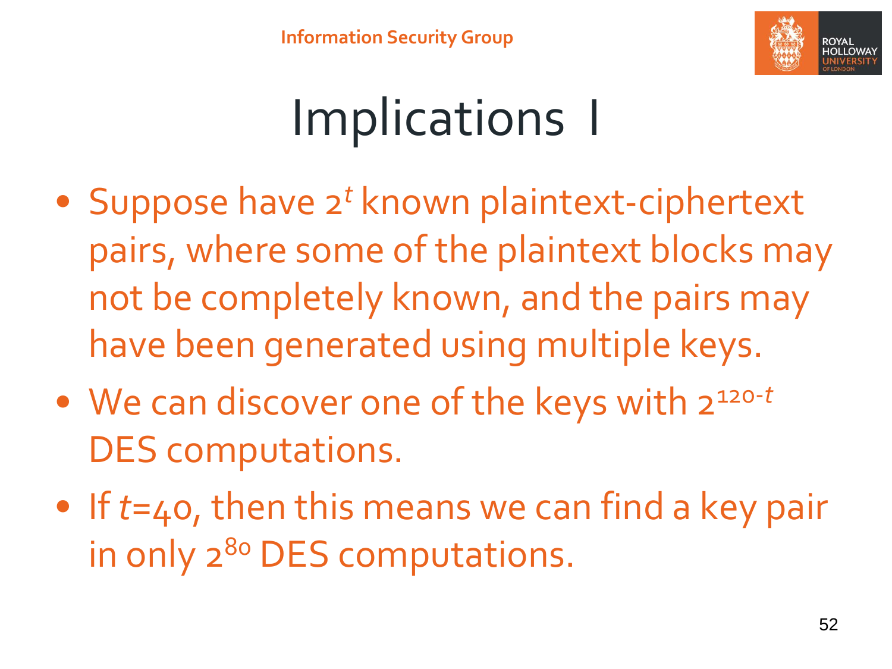# Implications I

- Suppose have $2^t$ known plaintext-ciphertext pairs, where some of the plaintext blocks may not be completely known, and the pairs may have been generated using multiple keys.
- We can discover one of the keys with $2^{120-t}$ DES computations.
- If $t$=40, then this means we can find a key pair in only $2^{80}$ DES computations.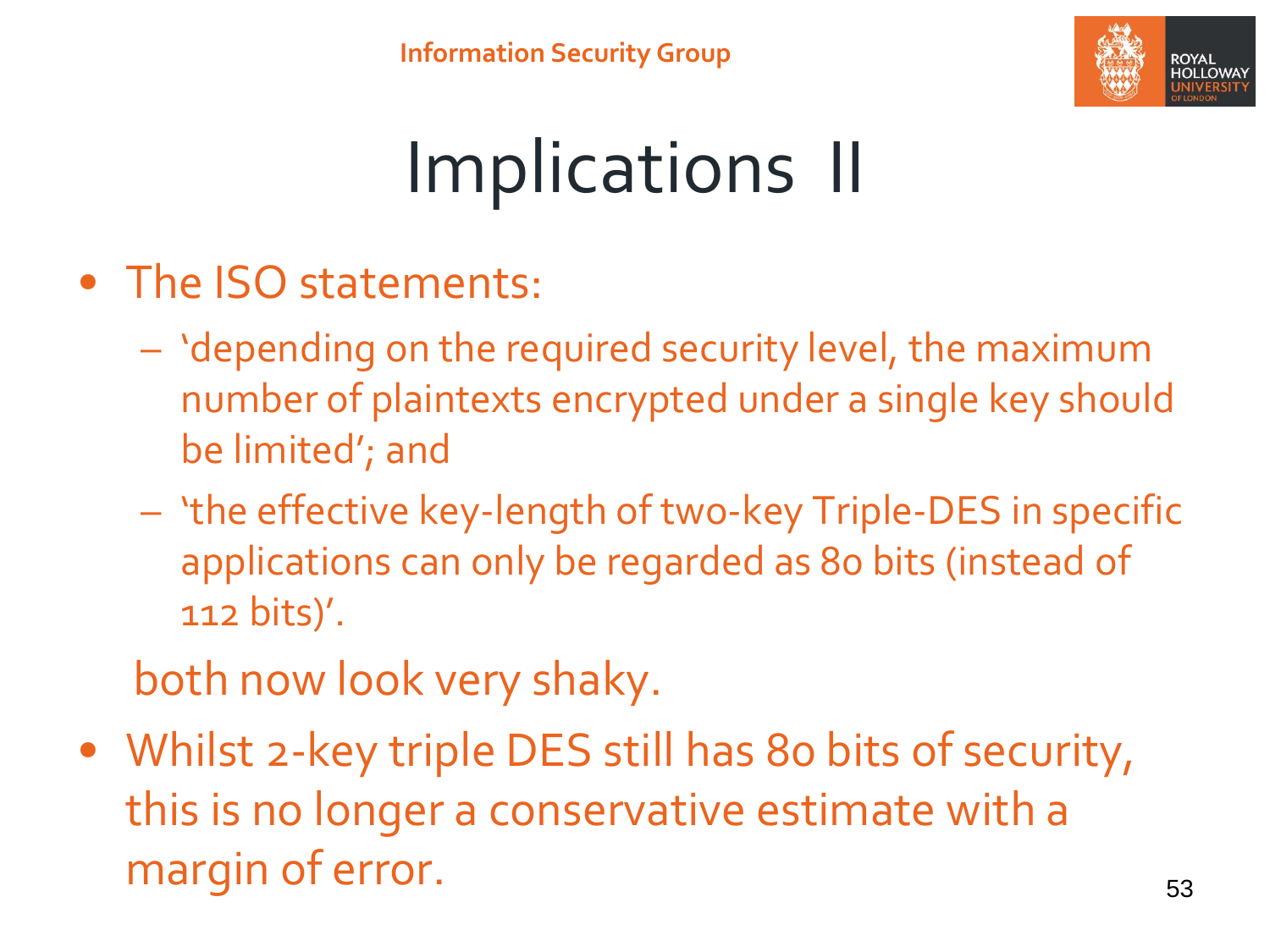# Implications II

- The ISO statements:
  - 'depending on the required security level, the maximum number of plaintexts encrypted under a single key should be limited'; and
  - 'the effective key-length of two-key Triple-DES in specific applications can only be regarded as 80 bits (instead of 112 bits)'.

  both now look very shaky.
- Whilst 2-key triple DES still has 80 bits of security, this is no longer a conservative estimate with a margin of error.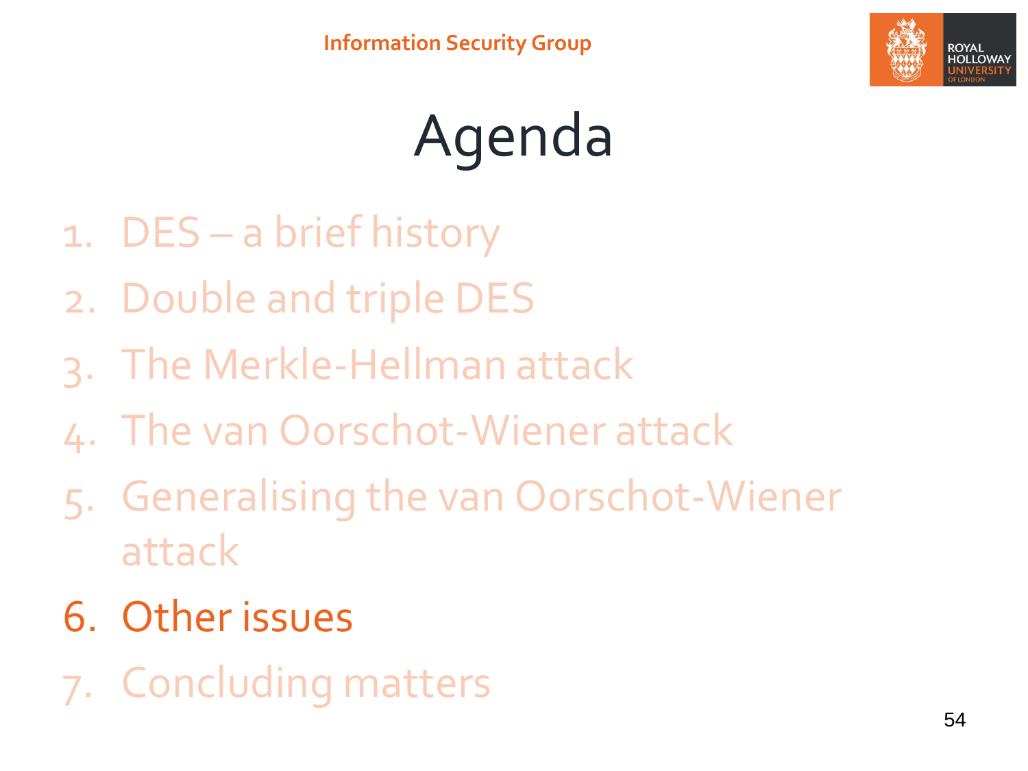# Agenda

1. DES – a brief history
2. Double and triple DES
3. The Merkle-Hellman attack
4. The van Oorschot-Wiener attack
5. Generalising the van Oorschot-Wiener attack
6. Other issues
7. Concluding matters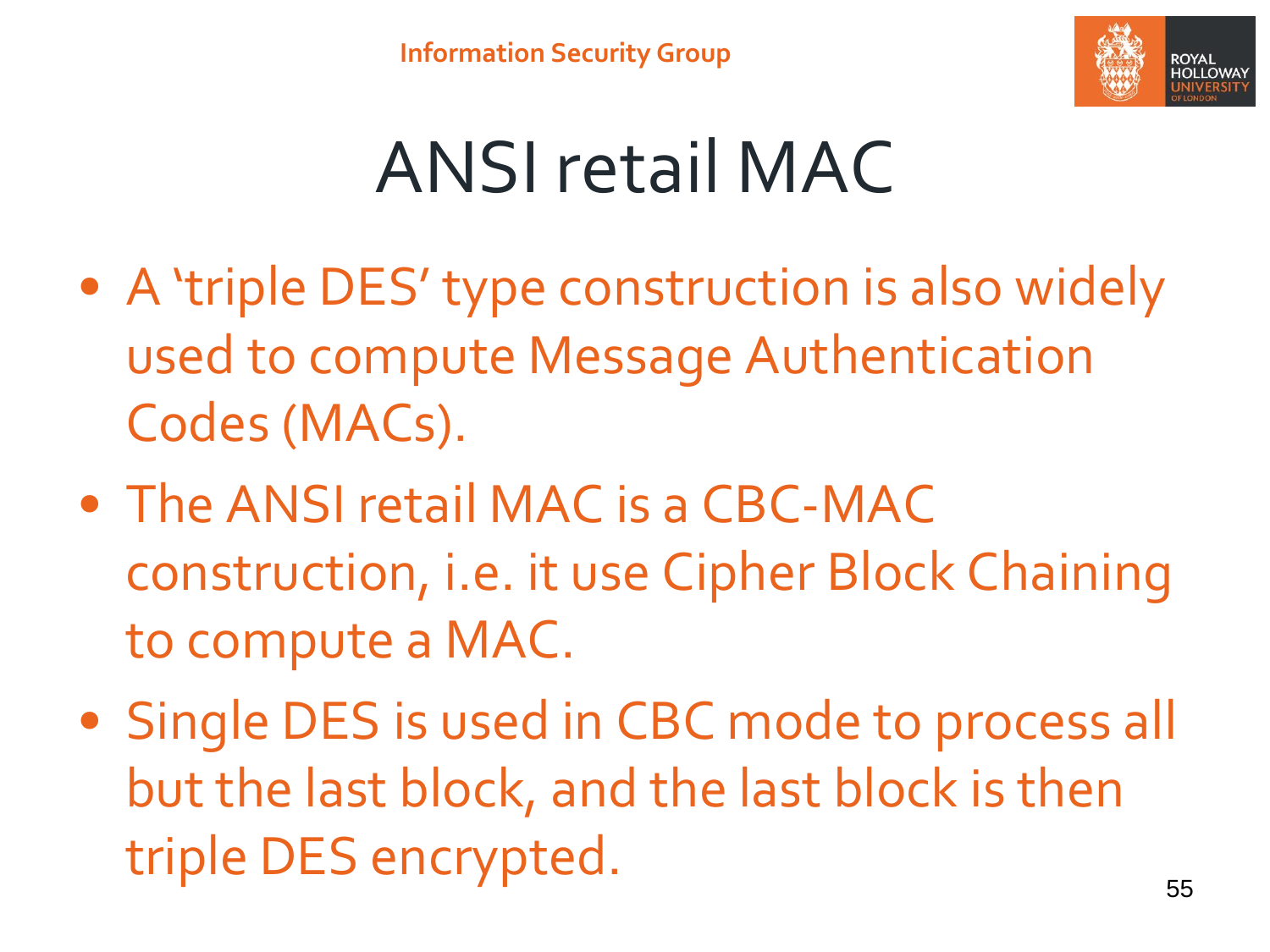# ANSI retail MAC

- A ‘triple DES’ type construction is also widely used to compute Message Authentication Codes (MACs).
- The ANSI retail MAC is a CBC-MAC construction, i.e. it use Cipher Block Chaining to compute a MAC.
- Single DES is used in CBC mode to process all but the last block, and the last block is then triple DES encrypted.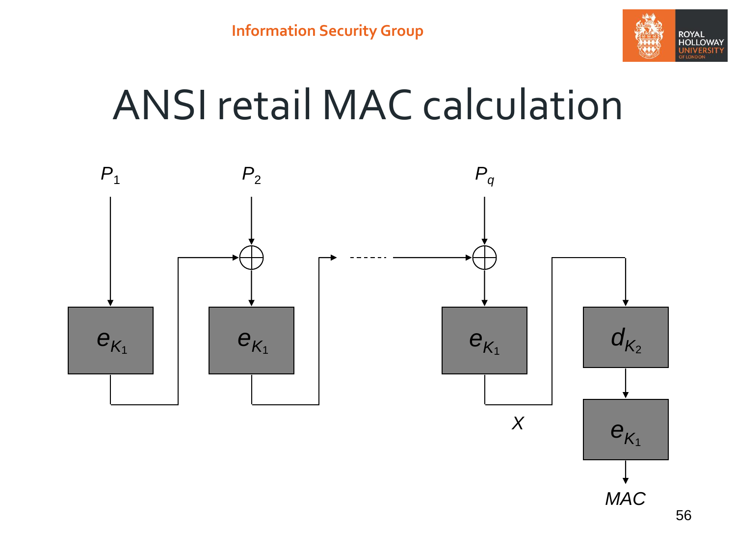# ANSI retail MAC calculation

$P_1$

$P_2$

$P_q$

$e_{K_1}$

$e_{K_1}$

$e_{K_1}$

$d_{K_2}$

$e_{K_1}$

$X$

$MAC$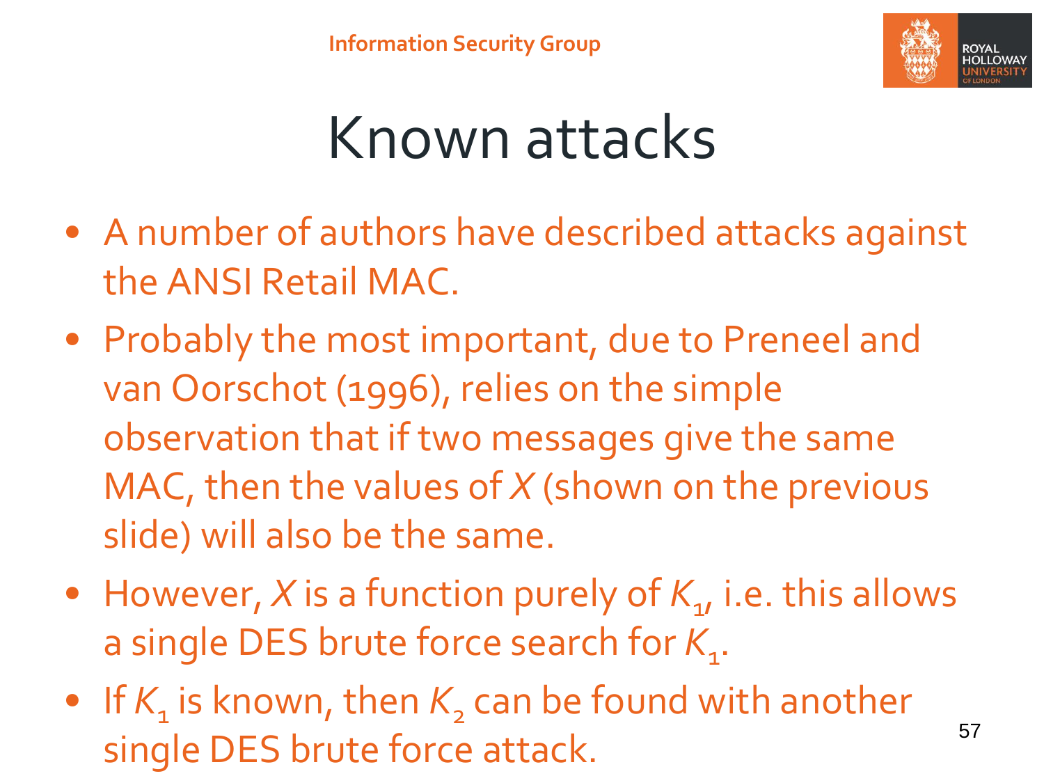# Known attacks

- A number of authors have described attacks against the ANSI Retail MAC.
- Probably the most important, due to Preneel and van Oorschot (1996), relies on the simple observation that if two messages give the same MAC, then the values of $X$ (shown on the previous slide) will also be the same.
- However, $X$ is a function purely of $K_1$, i.e. this allows a single DES brute force search for $K_1$.
- If $K_1$ is known, then $K_2$ can be found with another single DES brute force attack.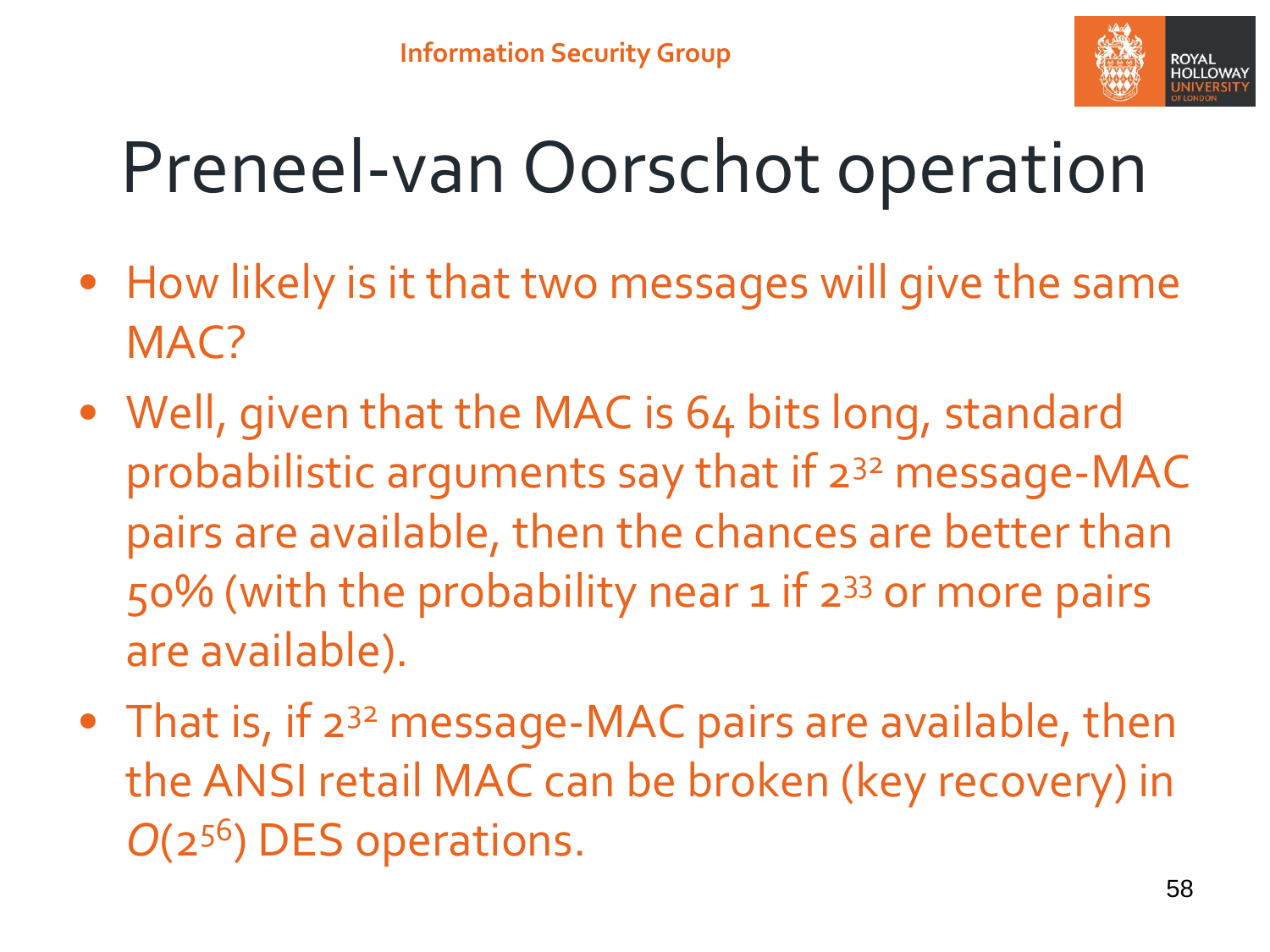# Preneel-van Oorschot operation

- How likely is it that two messages will give the same MAC?
- Well, given that the MAC is 64 bits long, standard probabilistic arguments say that if $2^{32}$ message-MAC pairs are available, then the chances are better than 50% (with the probability near 1 if $2^{33}$ or more pairs are available).
- That is, if $2^{32}$ message-MAC pairs are available, then the ANSI retail MAC can be broken (key recovery) in $O(2^{56})$ DES operations.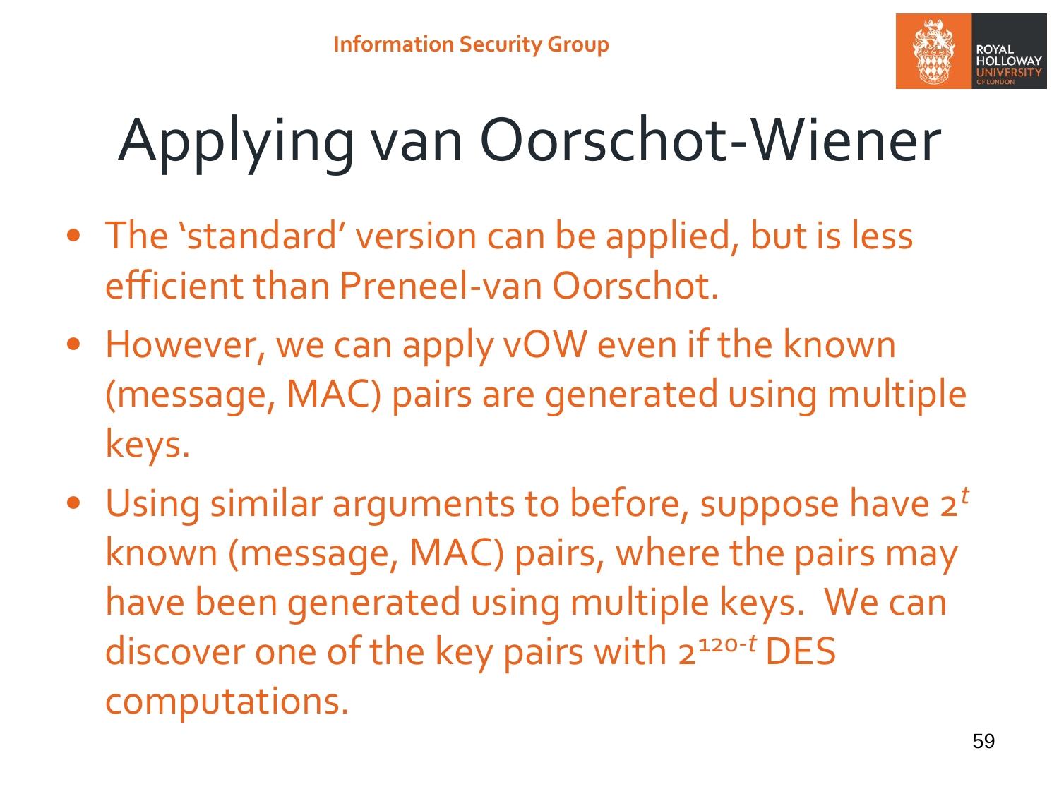# Applying van Oorschot-Wiener

- The 'standard' version can be applied, but is less efficient than Preneel-van Oorschot.
- However, we can apply vOW even if the known (message, MAC) pairs are generated using multiple keys.
- Using similar arguments to before, suppose have $2^t$ known (message, MAC) pairs, where the pairs may have been generated using multiple keys. We can discover one of the key pairs with $2^{120-t}$ DES computations.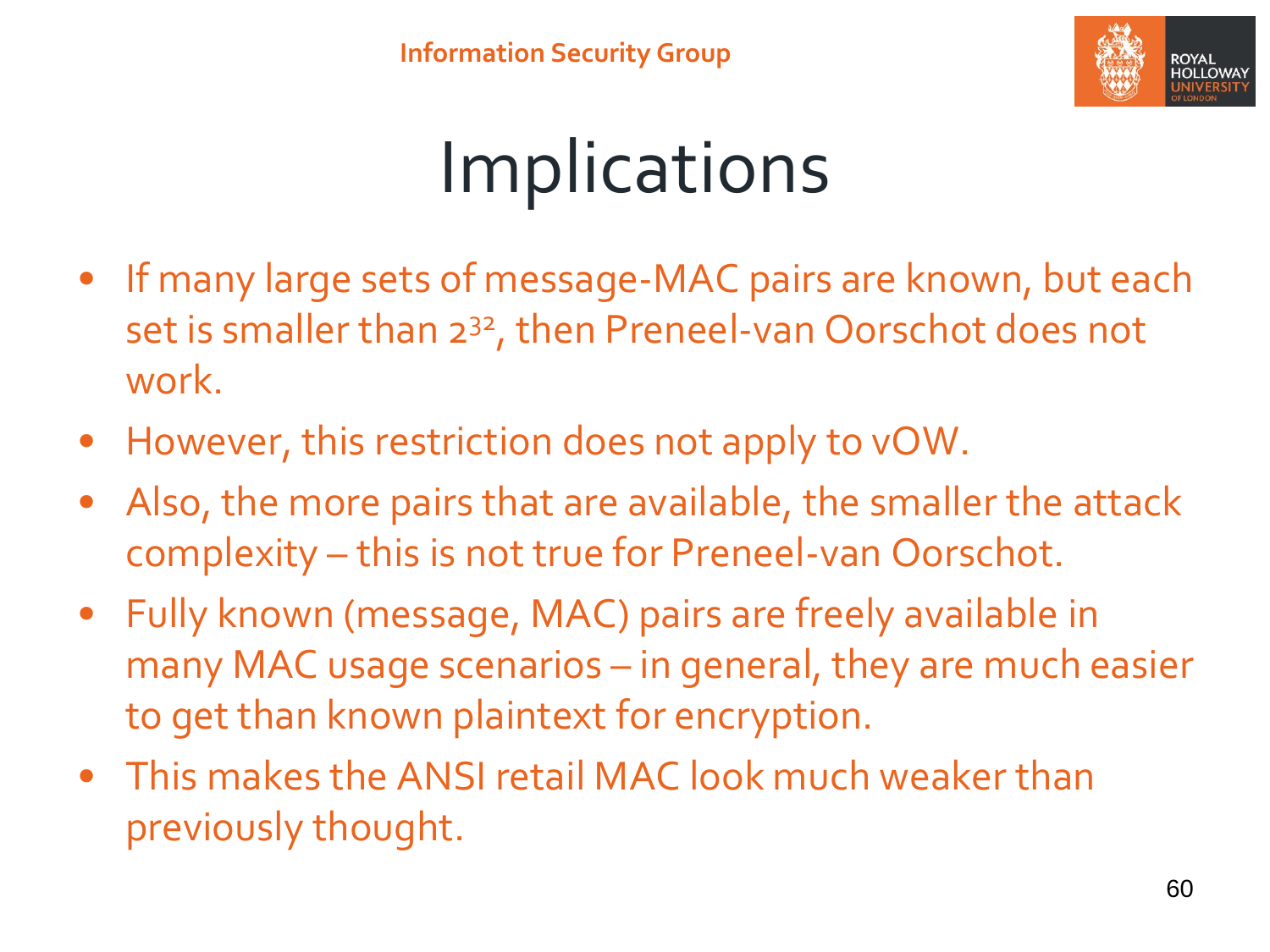# Implications

- If many large sets of message-MAC pairs are known, but each set is smaller than $2^{32}$, then Preneel-van Oorschot does not work.
- However, this restriction does not apply to vOW.
- Also, the more pairs that are available, the smaller the attack complexity – this is not true for Preneel-van Oorschot.
- Fully known (message, MAC) pairs are freely available in many MAC usage scenarios – in general, they are much easier to get than known plaintext for encryption.
- This makes the ANSI retail MAC look much weaker than previously thought.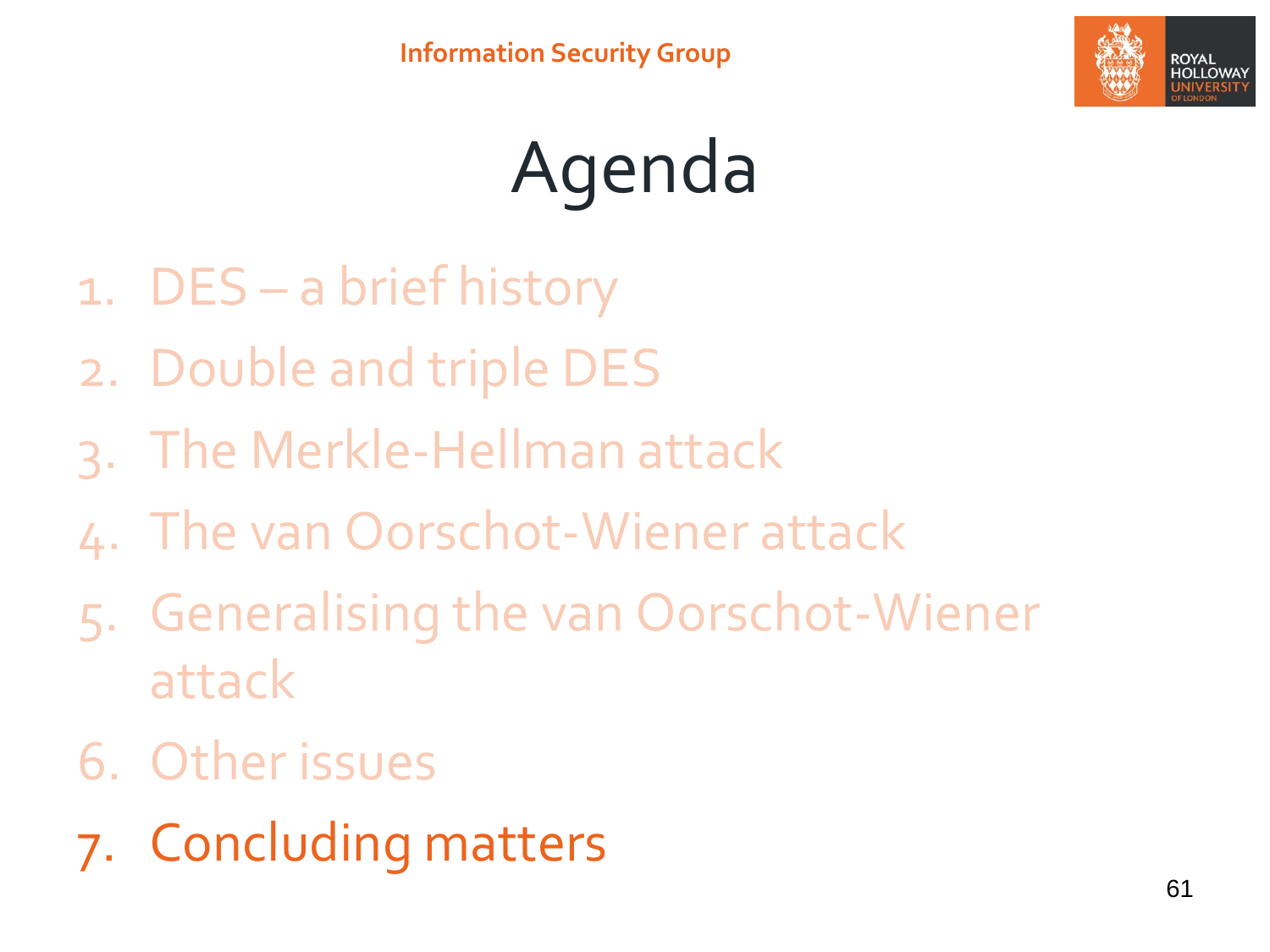# Agenda

1. DES – a brief history
2. Double and triple DES
3. The Merkle-Hellman attack
4. The van Oorschot-Wiener attack
5. Generalising the van Oorschot-Wiener attack
6. Other issues
7. Concluding matters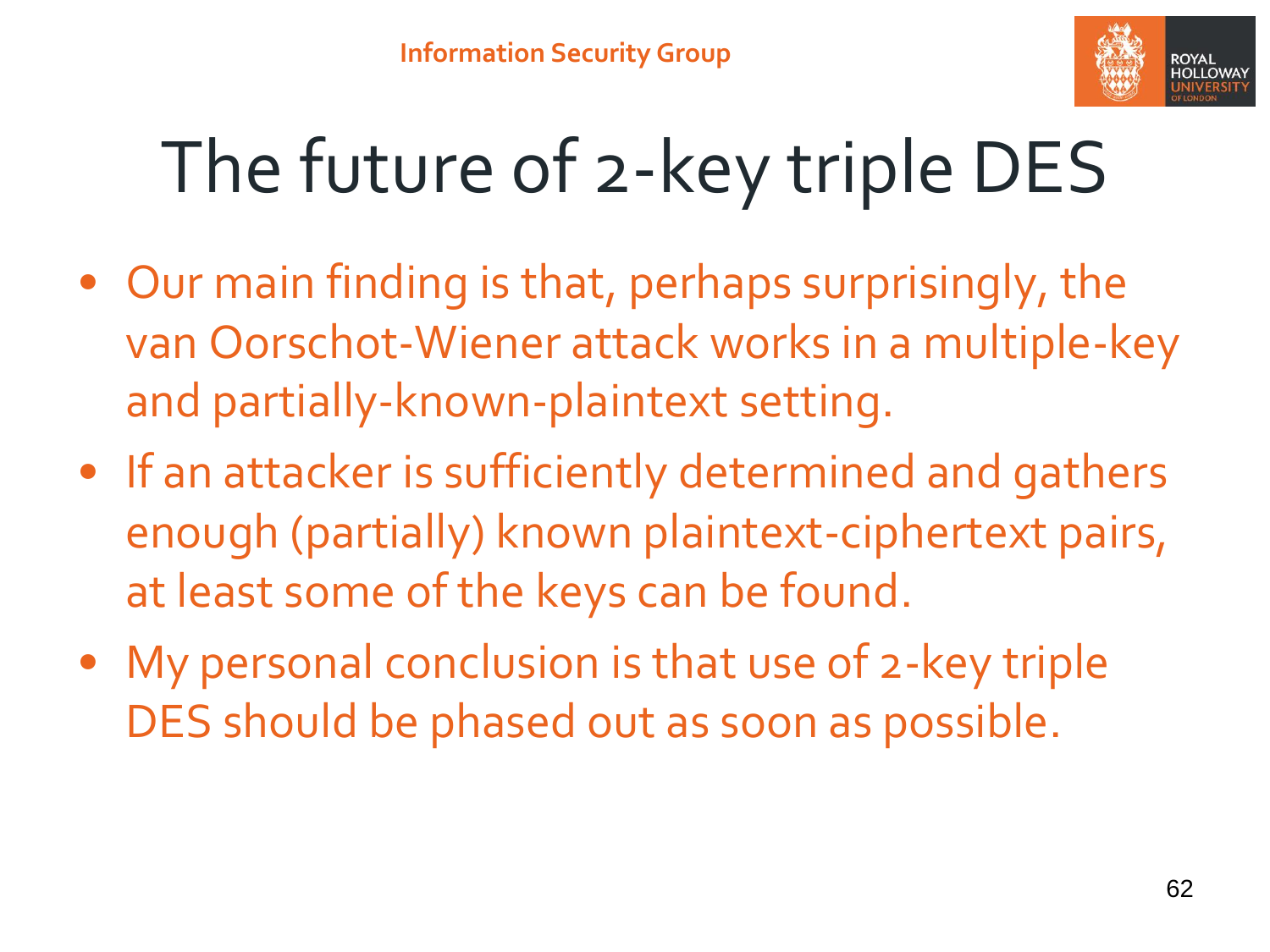# The future of 2-key triple DES

- Our main finding is that, perhaps surprisingly, the van Oorschot-Wiener attack works in a multiple-key and partially-known-plaintext setting.
- If an attacker is sufficiently determined and gathers enough (partially) known plaintext-ciphertext pairs, at least some of the keys can be found.
- My personal conclusion is that use of 2-key triple DES should be phased out as soon as possible.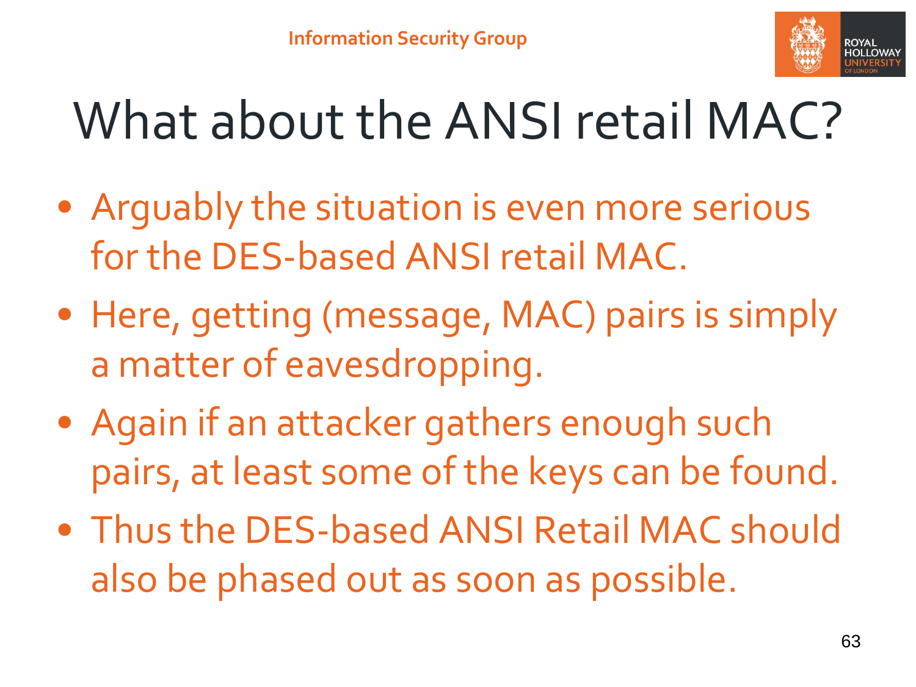# What about the ANSI retail MAC?

- Arguably the situation is even more serious for the DES-based ANSI retail MAC.
- Here, getting (message, MAC) pairs is simply a matter of eavesdropping.
- Again if an attacker gathers enough such pairs, at least some of the keys can be found.
- Thus the DES-based ANSI Retail MAC should also be phased out as soon as possible.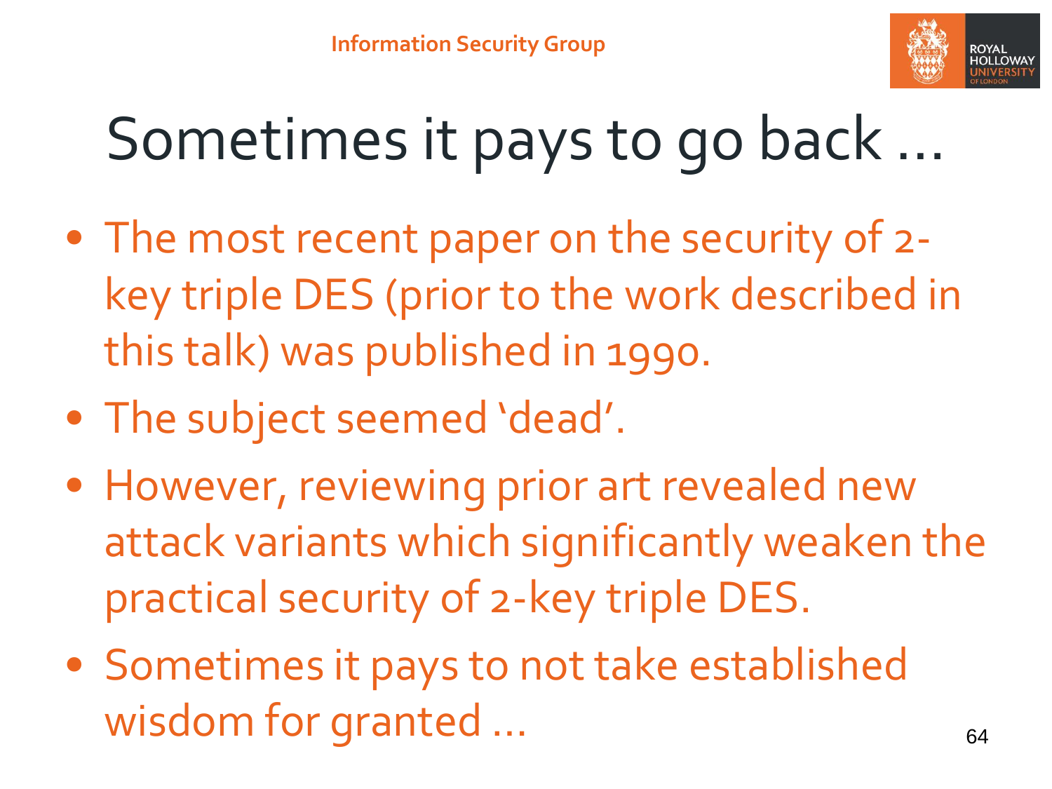# Sometimes it pays to go back …

- The most recent paper on the security of 2-key triple DES (prior to the work described in this talk) was published in 1990.
- The subject seemed 'dead'.
- However, reviewing prior art revealed new attack variants which significantly weaken the practical security of 2-key triple DES.
- Sometimes it pays to not take established wisdom for granted …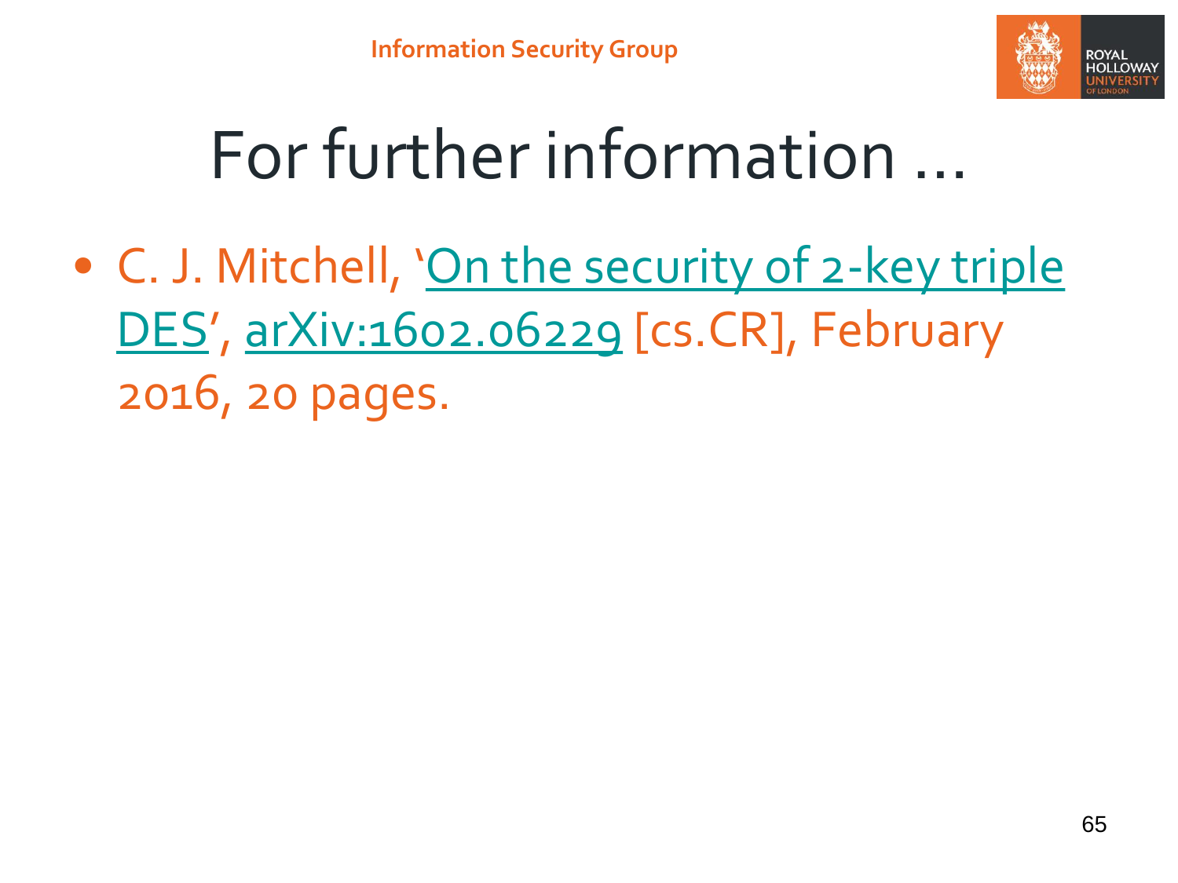# For further information …

- C. J. Mitchell, 'On the security of 2-key triple DES', arXiv:1602.06229 [cs.CR], February 2016, 20 pages.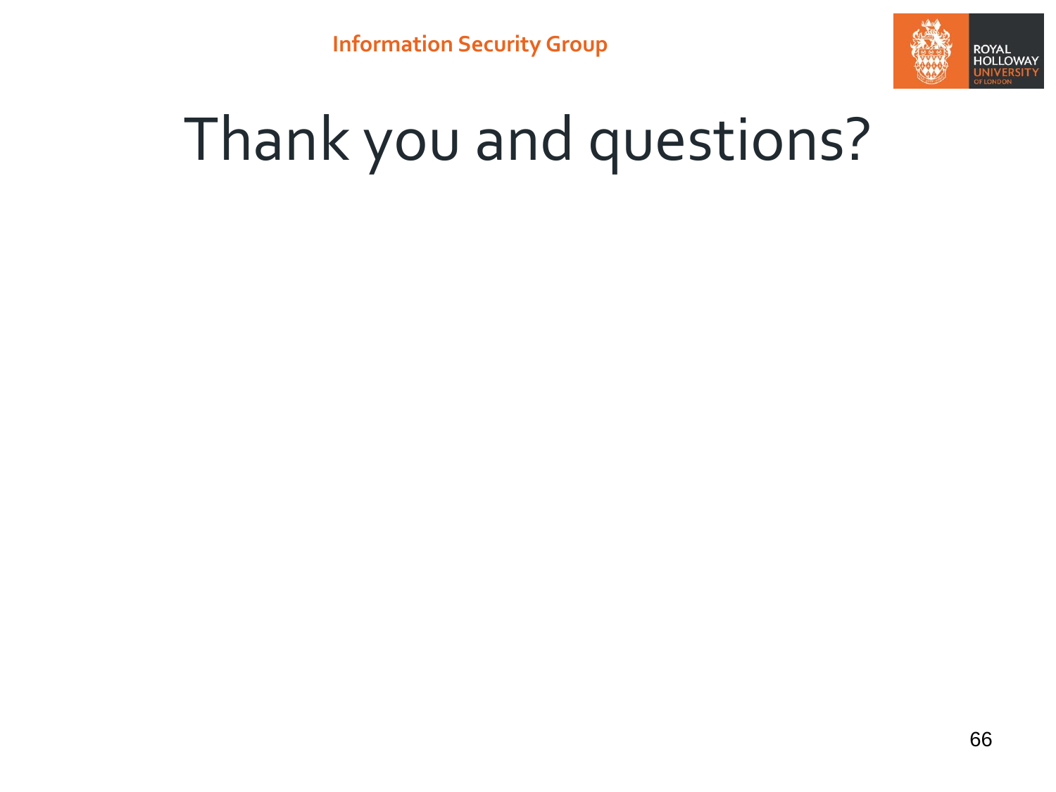# Thank you and questions?